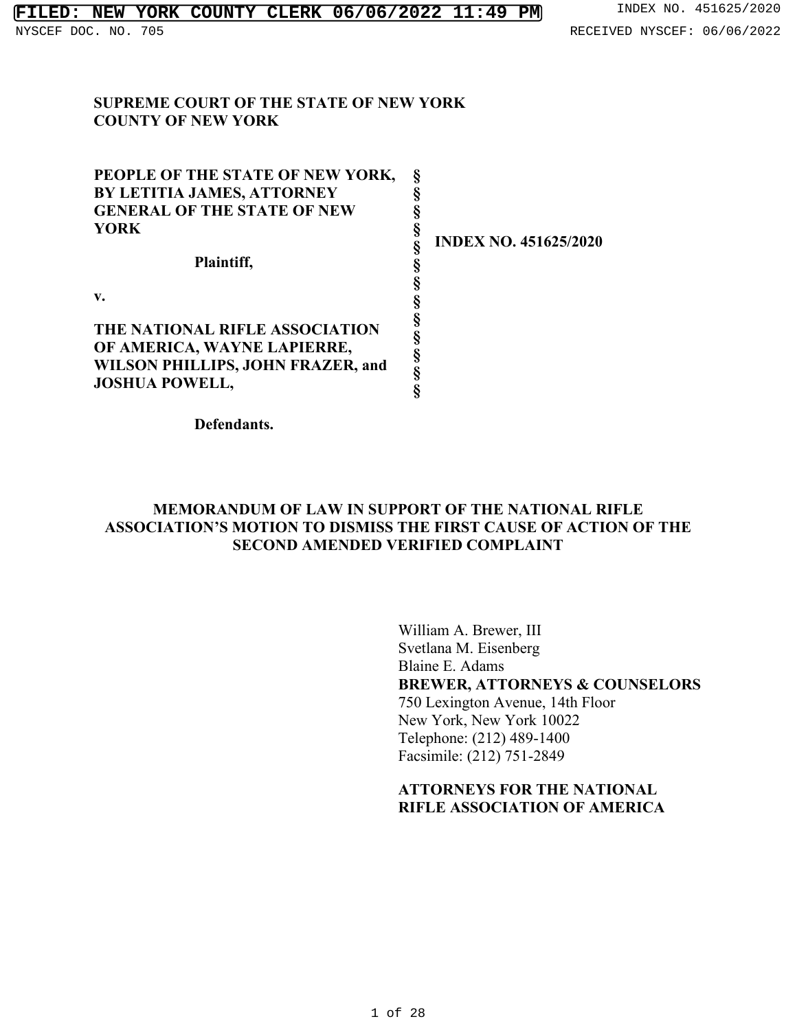**SUPREME COURT OF THE STATE OF NEW YORK**
**COUNTY OF NEW YORK**

| | | |
|---|---|---|
| **PEOPLE OF THE STATE OF NEW YORK, BY LETITIA JAMES, ATTORNEY GENERAL OF THE STATE OF NEW YORK** | § | |
| **Plaintiff,** | § | **INDEX NO. 451625/2020** |
| **v.** | § | |
| **THE NATIONAL RIFLE ASSOCIATION OF AMERICA, WAYNE LAPIERRE, WILSON PHILLIPS, JOHN FRAZER, and JOSHUA POWELL,** | § | |
| **Defendants.** | | |

## MEMORANDUM OF LAW IN SUPPORT OF THE NATIONAL RIFLE ASSOCIATION'S MOTION TO DISMISS THE FIRST CAUSE OF ACTION OF THE SECOND AMENDED VERIFIED COMPLAINT

William A. Brewer, III
Svetlana M. Eisenberg
Blaine E. Adams
**BREWER, ATTORNEYS & COUNSELORS**
750 Lexington Avenue, 14th Floor
New York, New York 10022
Telephone: (212) 489-1400
Facsimile: (212) 751-2849

**ATTORNEYS FOR THE NATIONAL RIFLE ASSOCIATION OF AMERICA**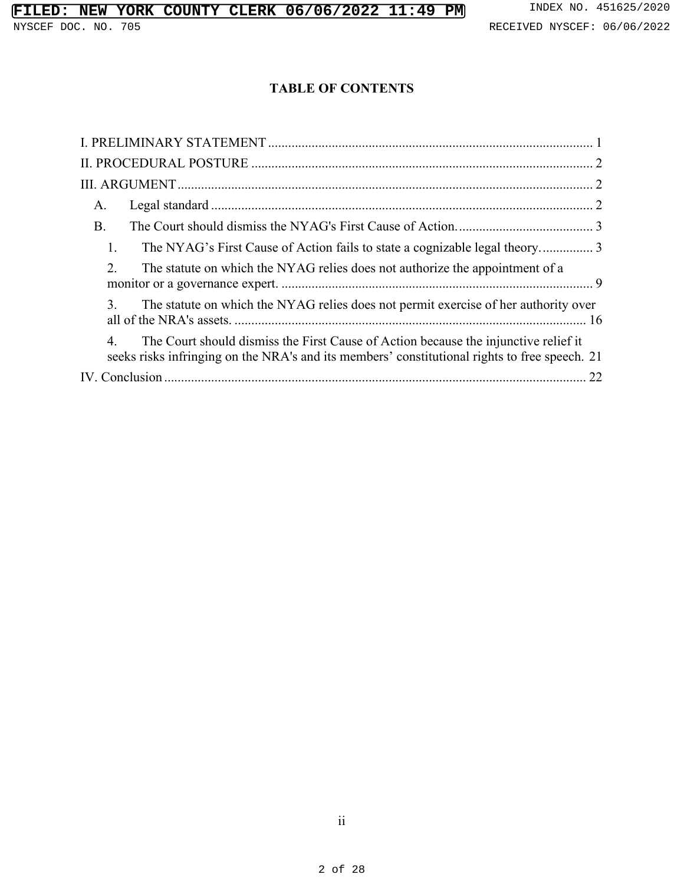# TABLE OF CONTENTS

I. PRELIMINARY STATEMENT ........ 1

II. PROCEDURAL POSTURE ........ 2

III. ARGUMENT ........ 2

- A. Legal standard ........ 2
- B. The Court should dismiss the NYAG's First Cause of Action. ........ 3
  1. The NYAG's First Cause of Action fails to state a cognizable legal theory. ........ 3
  2. The statute on which the NYAG relies does not authorize the appointment of a monitor or a governance expert. ........ 9
  3. The statute on which the NYAG relies does not permit exercise of her authority over all of the NRA's assets. ........ 16
  4. The Court should dismiss the First Cause of Action because the injunctive relief it seeks risks infringing on the NRA's and its members' constitutional rights to free speech. ........ 21

IV. Conclusion ........ 22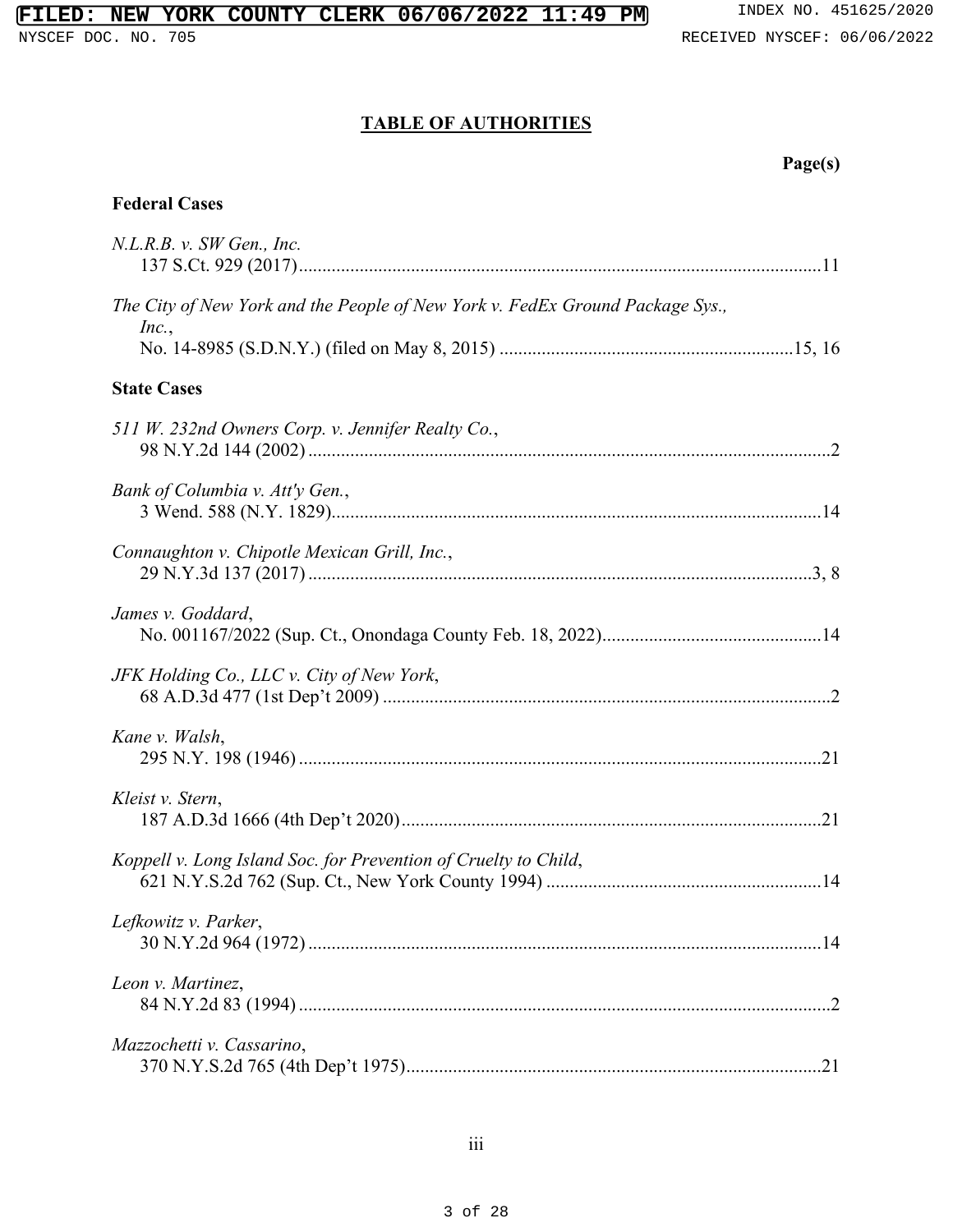## TABLE OF AUTHORITIES

**Page(s)**

### Federal Cases

*N.L.R.B. v. SW Gen., Inc.*
137 S.Ct. 929 (2017) ....... 11

*The City of New York and the People of New York v. FedEx Ground Package Sys., Inc.*,
No. 14-8985 (S.D.N.Y.) (filed on May 8, 2015) ....... 15, 16

### State Cases

*511 W. 232nd Owners Corp. v. Jennifer Realty Co.*,
98 N.Y.2d 144 (2002) ....... 2

*Bank of Columbia v. Att'y Gen.*,
3 Wend. 588 (N.Y. 1829) ....... 14

*Connaughton v. Chipotle Mexican Grill, Inc.*,
29 N.Y.3d 137 (2017) ....... 3, 8

*James v. Goddard*,
No. 001167/2022 (Sup. Ct., Onondaga County Feb. 18, 2022) ....... 14

*JFK Holding Co., LLC v. City of New York*,
68 A.D.3d 477 (1st Dep't 2009) ....... 2

*Kane v. Walsh*,
295 N.Y. 198 (1946) ....... 21

*Kleist v. Stern*,
187 A.D.3d 1666 (4th Dep't 2020) ....... 21

*Koppell v. Long Island Soc. for Prevention of Cruelty to Child*,
621 N.Y.S.2d 762 (Sup. Ct., New York County 1994) ....... 14

*Lefkowitz v. Parker*,
30 N.Y.2d 964 (1972) ....... 14

*Leon v. Martinez*,
84 N.Y.2d 83 (1994) ....... 2

*Mazzochetti v. Cassarino*,
370 N.Y.S.2d 765 (4th Dep't 1975) ....... 21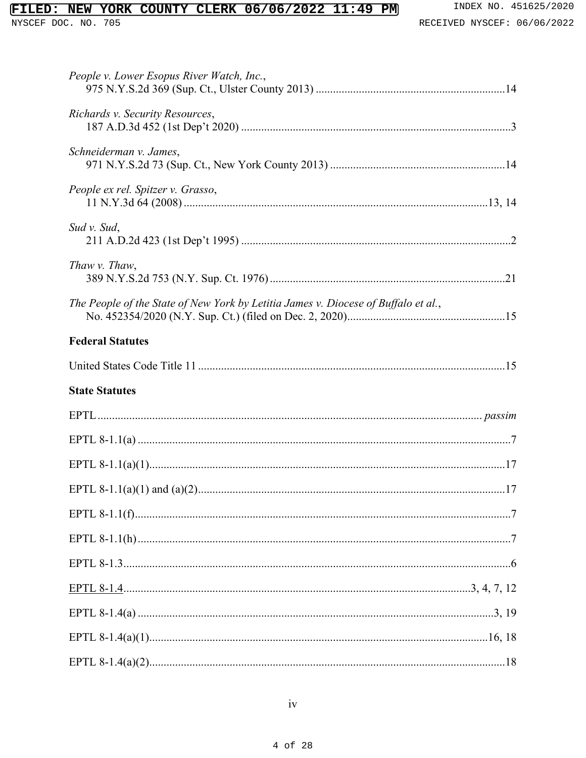*People v. Lower Esopus River Watch, Inc.*,
975 N.Y.S.2d 369 (Sup. Ct., Ulster County 2013) .................................................................14

*Richards v. Security Resources*,
187 A.D.3d 452 (1st Dep't 2020) .............................................................................................3

*Schneiderman v. James*,
971 N.Y.S.2d 73 (Sup. Ct., New York County 2013) ............................................................14

*People ex rel. Spitzer v. Grasso*,
11 N.Y.3d 64 (2008) .........................................................................................................13, 14

*Sud v. Sud*,
211 A.D.2d 423 (1st Dep't 1995) .............................................................................................2

*Thaw v. Thaw*,
389 N.Y.S.2d 753 (N.Y. Sup. Ct. 1976) .................................................................................21

*The People of the State of New York by Letitia James v. Diocese of Buffalo et al.*,
No. 452354/2020 (N.Y. Sup. Ct.) (filed on Dec. 2, 2020)......................................................15

**Federal Statutes**

United States Code Title 11 .........................................................................................................15

**State Statutes**

EPTL ................................................................................................................................... *passim*

EPTL 8-1.1(a) ................................................................................................................................7

EPTL 8-1.1(a)(1)...........................................................................................................................17

EPTL 8-1.1(a)(1) and (a)(2).........................................................................................................17

EPTL 8-1.1(f).................................................................................................................................7

EPTL 8-1.1(h) ................................................................................................................................7

EPTL 8-1.3......................................................................................................................................6

EPTL 8-1.4......................................................................................................................3, 4, 7, 12

EPTL 8-1.4(a) ...........................................................................................................................3, 19

EPTL 8-1.4(a)(1)....................................................................................................................16, 18

EPTL 8-1.4(a)(2)...........................................................................................................................18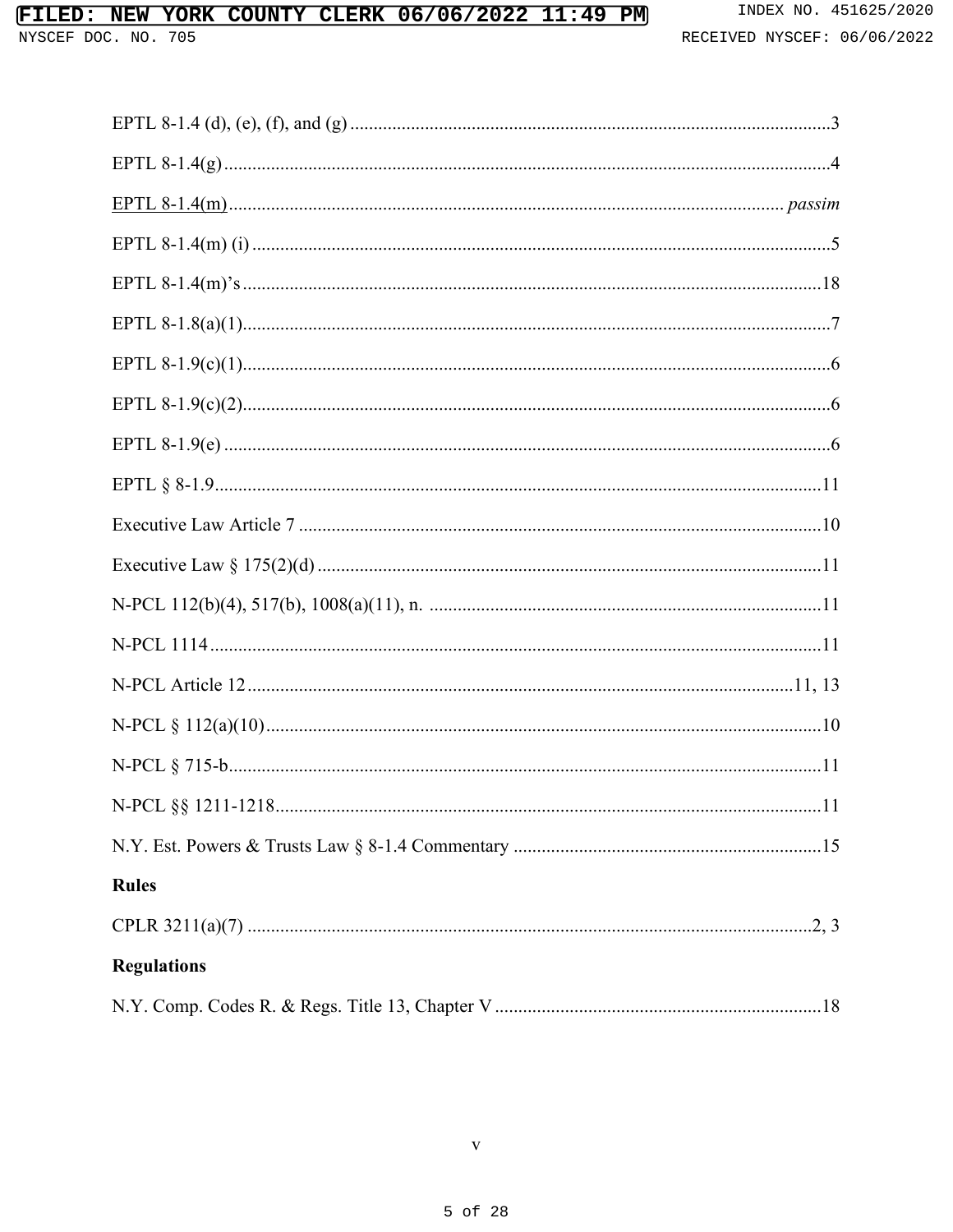EPTL 8-1.4 (d), (e), (f), and (g) ........................................................................................................3

EPTL 8-1.4(g) ....................................................................................................................................4

EPTL 8-1.4(m) .......................................................................................................................... *passim*

EPTL 8-1.4(m) (i) ..............................................................................................................................5

EPTL 8-1.4(m)'s ..............................................................................................................................18

EPTL 8-1.8(a)(1) ................................................................................................................................7

EPTL 8-1.9(c)(1) ................................................................................................................................6

EPTL 8-1.9(c)(2) ................................................................................................................................6

EPTL 8-1.9(e) ....................................................................................................................................6

EPTL § 8-1.9 ....................................................................................................................................11

Executive Law Article 7 ..................................................................................................................10

Executive Law § 175(2)(d) ..............................................................................................................11

N-PCL 112(b)(4), 517(b), 1008(a)(11), n. ......................................................................................11

N-PCL 1114 .....................................................................................................................................11

N-PCL Article 12 .........................................................................................................................11, 13

N-PCL § 112(a)(10) .........................................................................................................................10

N-PCL § 715-b .................................................................................................................................11

N-PCL §§ 1211-1218 .......................................................................................................................11

N.Y. Est. Powers & Trusts Law § 8-1.4 Commentary ....................................................................15

**Rules**

CPLR 3211(a)(7) ...........................................................................................................................2, 3

**Regulations**

N.Y. Comp. Codes R. & Regs. Title 13, Chapter V ........................................................................18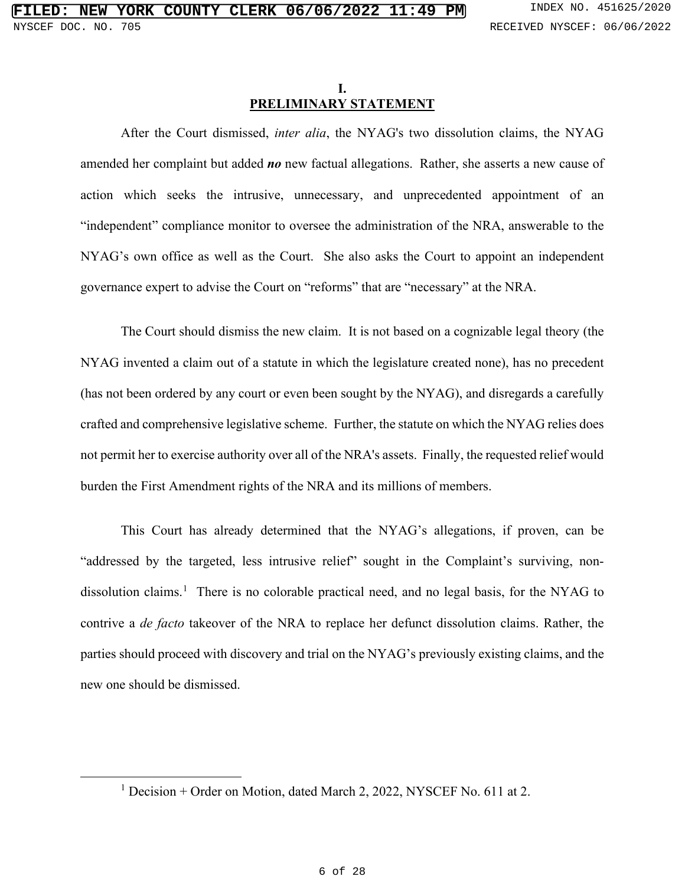# I.
# PRELIMINARY STATEMENT

After the Court dismissed, *inter alia*, the NYAG's two dissolution claims, the NYAG amended her complaint but added ***no*** new factual allegations. Rather, she asserts a new cause of action which seeks the intrusive, unnecessary, and unprecedented appointment of an "independent" compliance monitor to oversee the administration of the NRA, answerable to the NYAG's own office as well as the Court. She also asks the Court to appoint an independent governance expert to advise the Court on "reforms" that are "necessary" at the NRA.

The Court should dismiss the new claim. It is not based on a cognizable legal theory (the NYAG invented a claim out of a statute in which the legislature created none), has no precedent (has not been ordered by any court or even been sought by the NYAG), and disregards a carefully crafted and comprehensive legislative scheme. Further, the statute on which the NYAG relies does not permit her to exercise authority over all of the NRA's assets. Finally, the requested relief would burden the First Amendment rights of the NRA and its millions of members.

This Court has already determined that the NYAG's allegations, if proven, can be "addressed by the targeted, less intrusive relief" sought in the Complaint's surviving, non-dissolution claims.[1] There is no colorable practical need, and no legal basis, for the NYAG to contrive a *de facto* takeover of the NRA to replace her defunct dissolution claims. Rather, the parties should proceed with discovery and trial on the NYAG's previously existing claims, and the new one should be dismissed.

---

[1] Decision + Order on Motion, dated March 2, 2022, NYSCEF No. 611 at 2.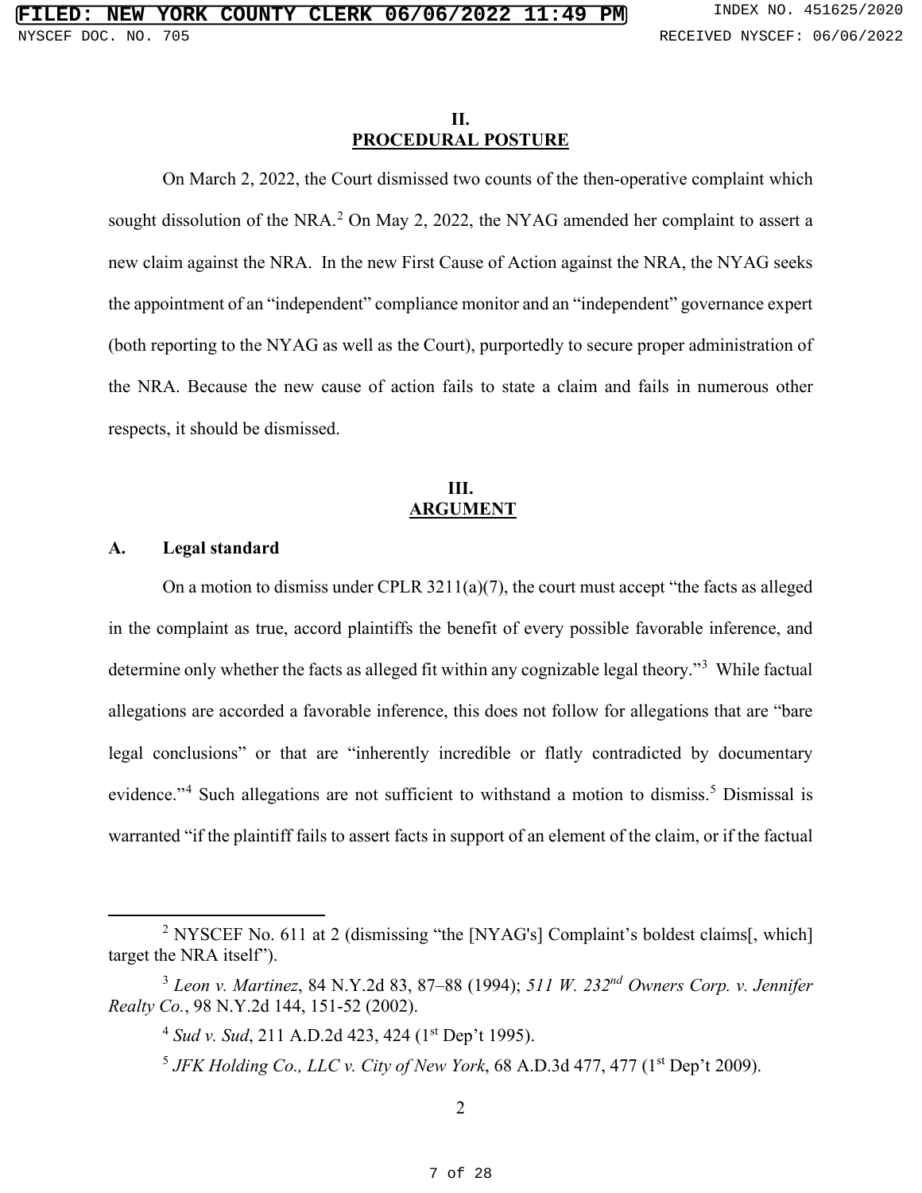## II.
## PROCEDURAL POSTURE

On March 2, 2022, the Court dismissed two counts of the then-operative complaint which sought dissolution of the NRA.[2] On May 2, 2022, the NYAG amended her complaint to assert a new claim against the NRA. In the new First Cause of Action against the NRA, the NYAG seeks the appointment of an "independent" compliance monitor and an "independent" governance expert (both reporting to the NYAG as well as the Court), purportedly to secure proper administration of the NRA. Because the new cause of action fails to state a claim and fails in numerous other respects, it should be dismissed.

## III.
## ARGUMENT

### A. Legal standard

On a motion to dismiss under CPLR 3211(a)(7), the court must accept "the facts as alleged in the complaint as true, accord plaintiffs the benefit of every possible favorable inference, and determine only whether the facts as alleged fit within any cognizable legal theory."[3] While factual allegations are accorded a favorable inference, this does not follow for allegations that are "bare legal conclusions" or that are "inherently incredible or flatly contradicted by documentary evidence."[4] Such allegations are not sufficient to withstand a motion to dismiss.[5] Dismissal is warranted "if the plaintiff fails to assert facts in support of an element of the claim, or if the factual

---

[2] NYSCEF No. 611 at 2 (dismissing "the [NYAG's] Complaint's boldest claims[, which] target the NRA itself").

[3] *Leon v. Martinez*, 84 N.Y.2d 83, 87–88 (1994); *511 W. 232nd Owners Corp. v. Jennifer Realty Co.*, 98 N.Y.2d 144, 151-52 (2002).

[4] *Sud v. Sud*, 211 A.D.2d 423, 424 (1st Dep't 1995).

[5] *JFK Holding Co., LLC v. City of New York*, 68 A.D.3d 477, 477 (1st Dep't 2009).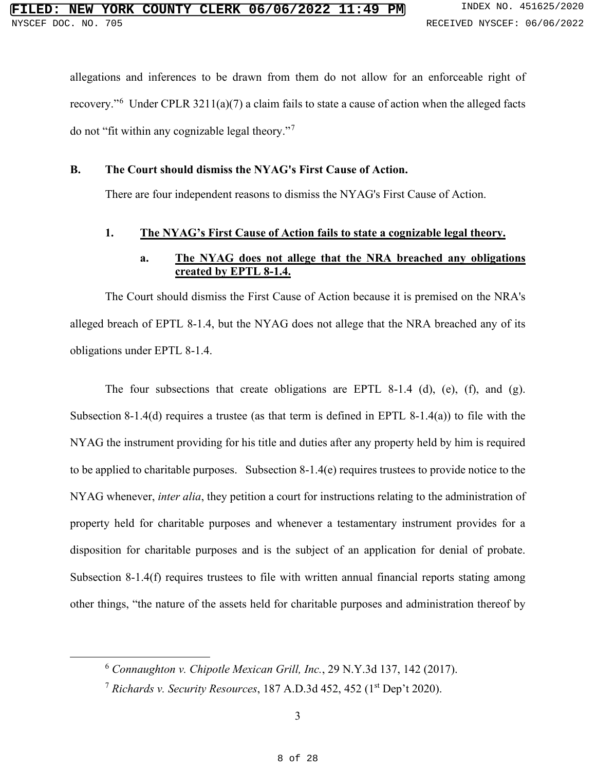allegations and inferences to be drawn from them do not allow for an enforceable right of recovery."[6] Under CPLR 3211(a)(7) a claim fails to state a cause of action when the alleged facts do not "fit within any cognizable legal theory."[7]

### B. The Court should dismiss the NYAG's First Cause of Action.

There are four independent reasons to dismiss the NYAG's First Cause of Action.

#### 1. <u>The NYAG's First Cause of Action fails to state a cognizable legal theory.</u>

##### a. <u>The NYAG does not allege that the NRA breached any obligations created by EPTL 8-1.4.</u>

The Court should dismiss the First Cause of Action because it is premised on the NRA's alleged breach of EPTL 8-1.4, but the NYAG does not allege that the NRA breached any of its obligations under EPTL 8-1.4.

The four subsections that create obligations are EPTL 8-1.4 (d), (e), (f), and (g). Subsection 8-1.4(d) requires a trustee (as that term is defined in EPTL 8-1.4(a)) to file with the NYAG the instrument providing for his title and duties after any property held by him is required to be applied to charitable purposes. Subsection 8-1.4(e) requires trustees to provide notice to the NYAG whenever, *inter alia*, they petition a court for instructions relating to the administration of property held for charitable purposes and whenever a testamentary instrument provides for a disposition for charitable purposes and is the subject of an application for denial of probate. Subsection 8-1.4(f) requires trustees to file with written annual financial reports stating among other things, "the nature of the assets held for charitable purposes and administration thereof by

---

[6] *Connaughton v. Chipotle Mexican Grill, Inc.*, 29 N.Y.3d 137, 142 (2017).

[7] *Richards v. Security Resources*, 187 A.D.3d 452, 452 (1st Dep't 2020).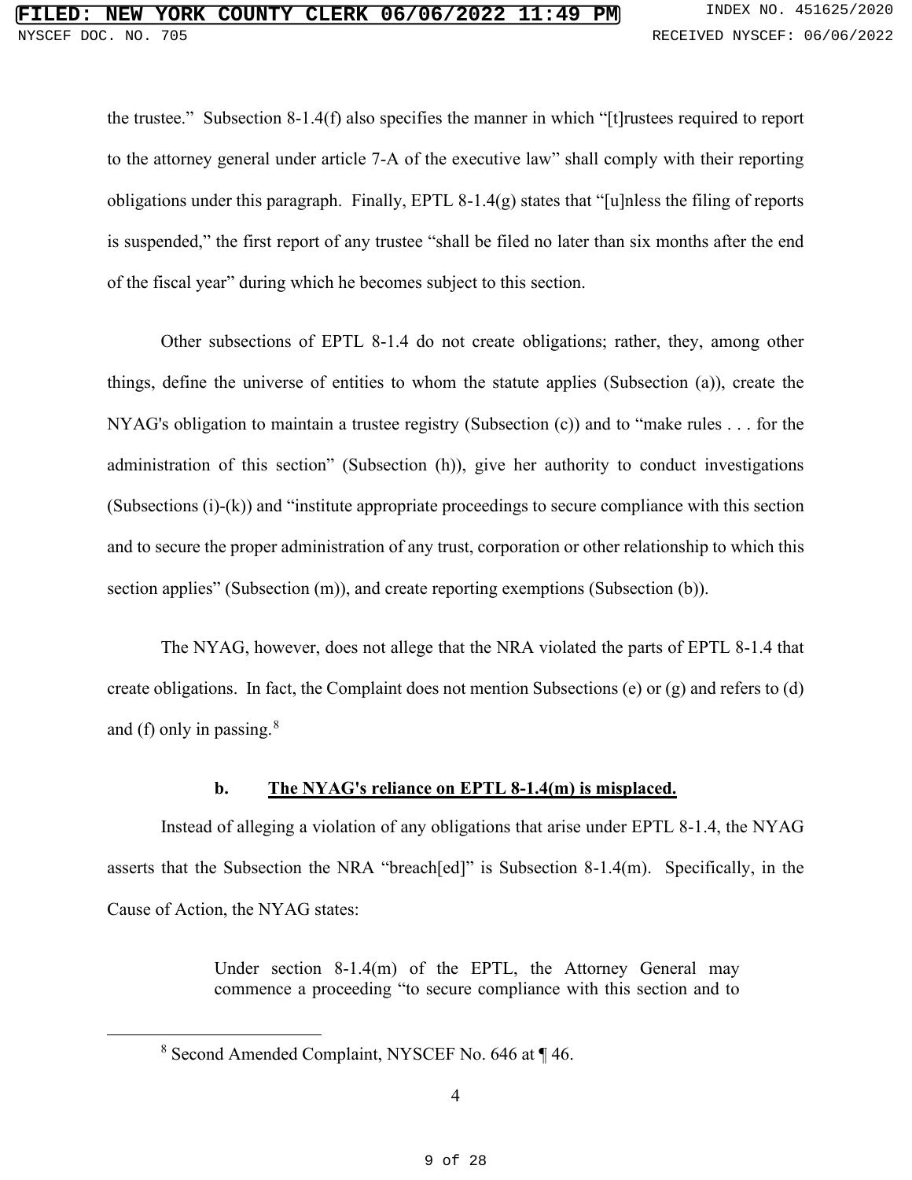the trustee." Subsection 8-1.4(f) also specifies the manner in which "[t]rustees required to report to the attorney general under article 7-A of the executive law" shall comply with their reporting obligations under this paragraph. Finally, EPTL 8-1.4(g) states that "[u]nless the filing of reports is suspended," the first report of any trustee "shall be filed no later than six months after the end of the fiscal year" during which he becomes subject to this section.

Other subsections of EPTL 8-1.4 do not create obligations; rather, they, among other things, define the universe of entities to whom the statute applies (Subsection (a)), create the NYAG's obligation to maintain a trustee registry (Subsection (c)) and to "make rules . . . for the administration of this section" (Subsection (h)), give her authority to conduct investigations (Subsections (i)-(k)) and "institute appropriate proceedings to secure compliance with this section and to secure the proper administration of any trust, corporation or other relationship to which this section applies" (Subsection (m)), and create reporting exemptions (Subsection (b)).

The NYAG, however, does not allege that the NRA violated the parts of EPTL 8-1.4 that create obligations. In fact, the Complaint does not mention Subsections (e) or (g) and refers to (d) and (f) only in passing.[8]

**b. <u>The NYAG's reliance on EPTL 8-1.4(m) is misplaced.</u>**

Instead of alleging a violation of any obligations that arise under EPTL 8-1.4, the NYAG asserts that the Subsection the NRA "breach[ed]" is Subsection 8-1.4(m). Specifically, in the Cause of Action, the NYAG states:

> Under section 8-1.4(m) of the EPTL, the Attorney General may commence a proceeding "to secure compliance with this section and to

[8] Second Amended Complaint, NYSCEF No. 646 at ¶ 46.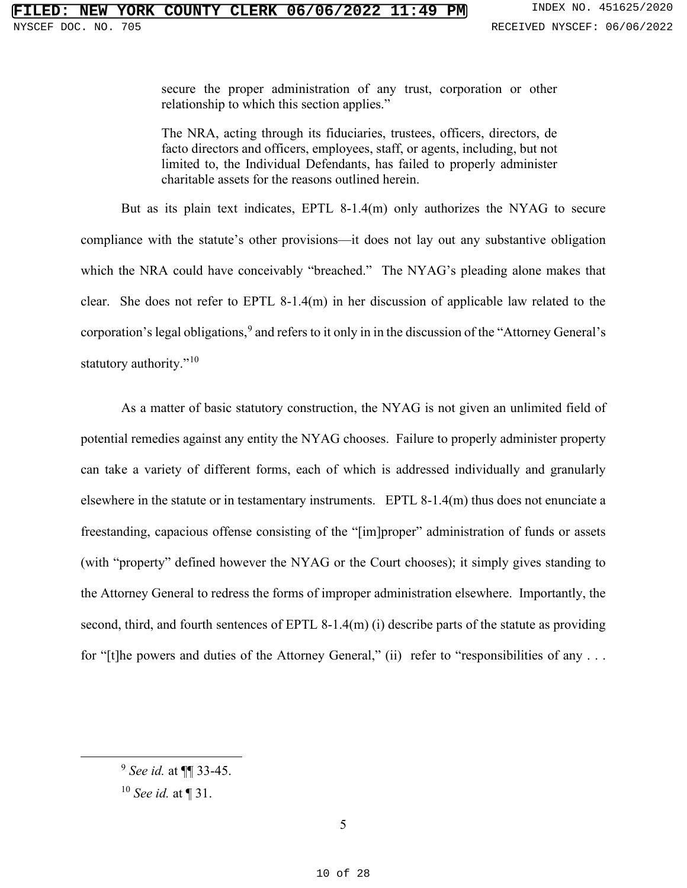> secure the proper administration of any trust, corporation or other relationship to which this section applies."
>
> The NRA, acting through its fiduciaries, trustees, officers, directors, de facto directors and officers, employees, staff, or agents, including, but not limited to, the Individual Defendants, has failed to properly administer charitable assets for the reasons outlined herein.

But as its plain text indicates, EPTL 8-1.4(m) only authorizes the NYAG to secure compliance with the statute's other provisions—it does not lay out any substantive obligation which the NRA could have conceivably "breached." The NYAG's pleading alone makes that clear. She does not refer to EPTL 8-1.4(m) in her discussion of applicable law related to the corporation's legal obligations,[9] and refers to it only in in the discussion of the "Attorney General's statutory authority."[10]

As a matter of basic statutory construction, the NYAG is not given an unlimited field of potential remedies against any entity the NYAG chooses. Failure to properly administer property can take a variety of different forms, each of which is addressed individually and granularly elsewhere in the statute or in testamentary instruments. EPTL 8-1.4(m) thus does not enunciate a freestanding, capacious offense consisting of the "[im]proper" administration of funds or assets (with "property" defined however the NYAG or the Court chooses); it simply gives standing to the Attorney General to redress the forms of improper administration elsewhere. Importantly, the second, third, and fourth sentences of EPTL 8-1.4(m) (i) describe parts of the statute as providing for "[t]he powers and duties of the Attorney General," (ii) refer to "responsibilities of any . . .

---

[9] *See id.* at ¶¶ 33-45.

[10] *See id.* at ¶ 31.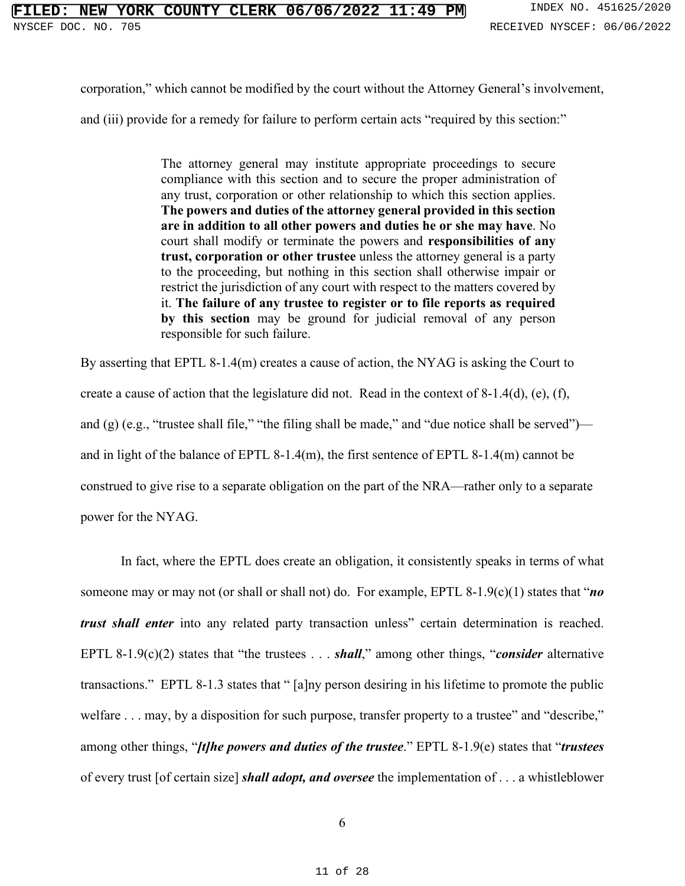corporation," which cannot be modified by the court without the Attorney General's involvement, and (iii) provide for a remedy for failure to perform certain acts "required by this section:"

> The attorney general may institute appropriate proceedings to secure compliance with this section and to secure the proper administration of any trust, corporation or other relationship to which this section applies. **The powers and duties of the attorney general provided in this section are in addition to all other powers and duties he or she may have**. No court shall modify or terminate the powers and **responsibilities of any trust, corporation or other trustee** unless the attorney general is a party to the proceeding, but nothing in this section shall otherwise impair or restrict the jurisdiction of any court with respect to the matters covered by it. **The failure of any trustee to register or to file reports as required by this section** may be ground for judicial removal of any person responsible for such failure.

By asserting that EPTL 8-1.4(m) creates a cause of action, the NYAG is asking the Court to create a cause of action that the legislature did not. Read in the context of 8-1.4(d), (e), (f), and (g) (e.g., "trustee shall file," "the filing shall be made," and "due notice shall be served")—and in light of the balance of EPTL 8-1.4(m), the first sentence of EPTL 8-1.4(m) cannot be construed to give rise to a separate obligation on the part of the NRA—rather only to a separate power for the NYAG.

In fact, where the EPTL does create an obligation, it consistently speaks in terms of what someone may or may not (or shall or shall not) do. For example, EPTL 8-1.9(c)(1) states that "***no trust shall enter*** into any related party transaction unless" certain determination is reached. EPTL 8-1.9(c)(2) states that "the trustees . . . ***shall***," among other things, "***consider*** alternative transactions." EPTL 8-1.3 states that " [a]ny person desiring in his lifetime to promote the public welfare . . . may, by a disposition for such purpose, transfer property to a trustee" and "describe," among other things, "***[t]he powers and duties of the trustee***." EPTL 8-1.9(e) states that "***trustees*** of every trust [of certain size] ***shall adopt, and oversee*** the implementation of . . . a whistleblower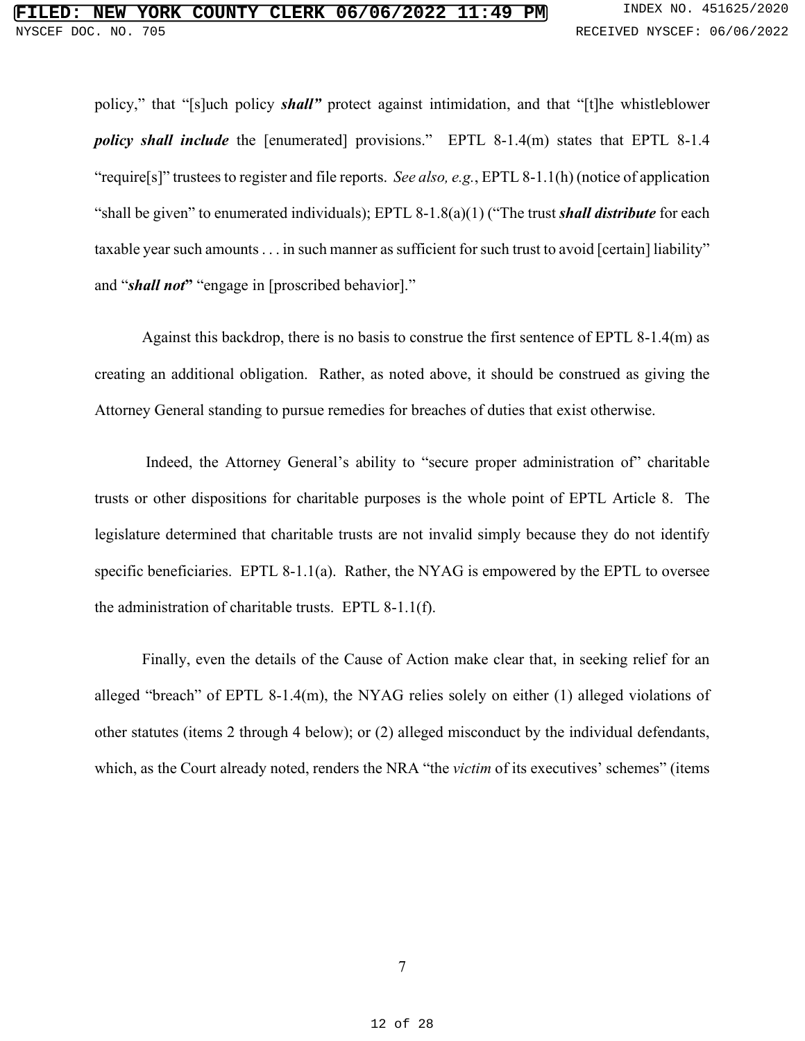policy," that "[s]uch policy ***shall"*** protect against intimidation, and that "[t]he whistleblower ***policy shall include*** the [enumerated] provisions." EPTL 8-1.4(m) states that EPTL 8-1.4 "require[s]" trustees to register and file reports. *See also, e.g.*, EPTL 8-1.1(h) (notice of application "shall be given" to enumerated individuals); EPTL 8-1.8(a)(1) ("The trust ***shall distribute*** for each taxable year such amounts . . . in such manner as sufficient for such trust to avoid [certain] liability" and "***shall not*"** "engage in [proscribed behavior]."

Against this backdrop, there is no basis to construe the first sentence of EPTL 8-1.4(m) as creating an additional obligation. Rather, as noted above, it should be construed as giving the Attorney General standing to pursue remedies for breaches of duties that exist otherwise.

Indeed, the Attorney General's ability to "secure proper administration of" charitable trusts or other dispositions for charitable purposes is the whole point of EPTL Article 8. The legislature determined that charitable trusts are not invalid simply because they do not identify specific beneficiaries. EPTL 8-1.1(a). Rather, the NYAG is empowered by the EPTL to oversee the administration of charitable trusts. EPTL 8-1.1(f).

Finally, even the details of the Cause of Action make clear that, in seeking relief for an alleged "breach" of EPTL 8-1.4(m), the NYAG relies solely on either (1) alleged violations of other statutes (items 2 through 4 below); or (2) alleged misconduct by the individual defendants, which, as the Court already noted, renders the NRA "the *victim* of its executives' schemes" (items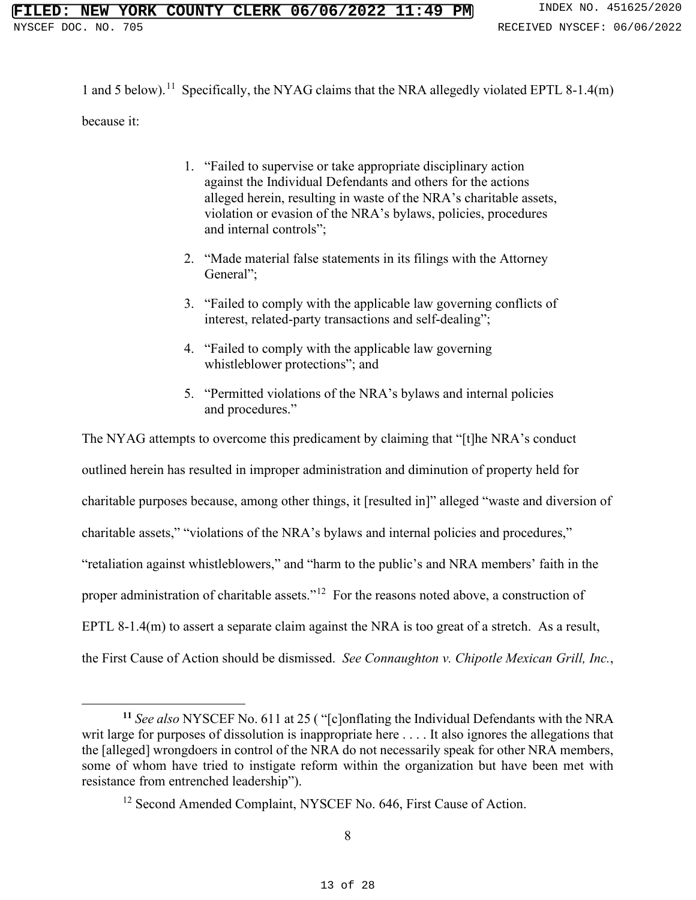1 and 5 below).[11] Specifically, the NYAG claims that the NRA allegedly violated EPTL 8-1.4(m) because it:

1. "Failed to supervise or take appropriate disciplinary action against the Individual Defendants and others for the actions alleged herein, resulting in waste of the NRA's charitable assets, violation or evasion of the NRA's bylaws, policies, procedures and internal controls";
2. "Made material false statements in its filings with the Attorney General";
3. "Failed to comply with the applicable law governing conflicts of interest, related-party transactions and self-dealing";
4. "Failed to comply with the applicable law governing whistleblower protections"; and
5. "Permitted violations of the NRA's bylaws and internal policies and procedures."

The NYAG attempts to overcome this predicament by claiming that "[t]he NRA's conduct outlined herein has resulted in improper administration and diminution of property held for charitable purposes because, among other things, it [resulted in]" alleged "waste and diversion of charitable assets," "violations of the NRA's bylaws and internal policies and procedures," "retaliation against whistleblowers," and "harm to the public's and NRA members' faith in the proper administration of charitable assets."[12] For the reasons noted above, a construction of EPTL 8-1.4(m) to assert a separate claim against the NRA is too great of a stretch. As a result, the First Cause of Action should be dismissed. *See Connaughton v. Chipotle Mexican Grill, Inc.*,

---

**[11]** *See also* NYSCEF No. 611 at 25 ( "[c]onflating the Individual Defendants with the NRA writ large for purposes of dissolution is inappropriate here . . . . It also ignores the allegations that the [alleged] wrongdoers in control of the NRA do not necessarily speak for other NRA members, some of whom have tried to instigate reform within the organization but have been met with resistance from entrenched leadership").

[12] Second Amended Complaint, NYSCEF No. 646, First Cause of Action.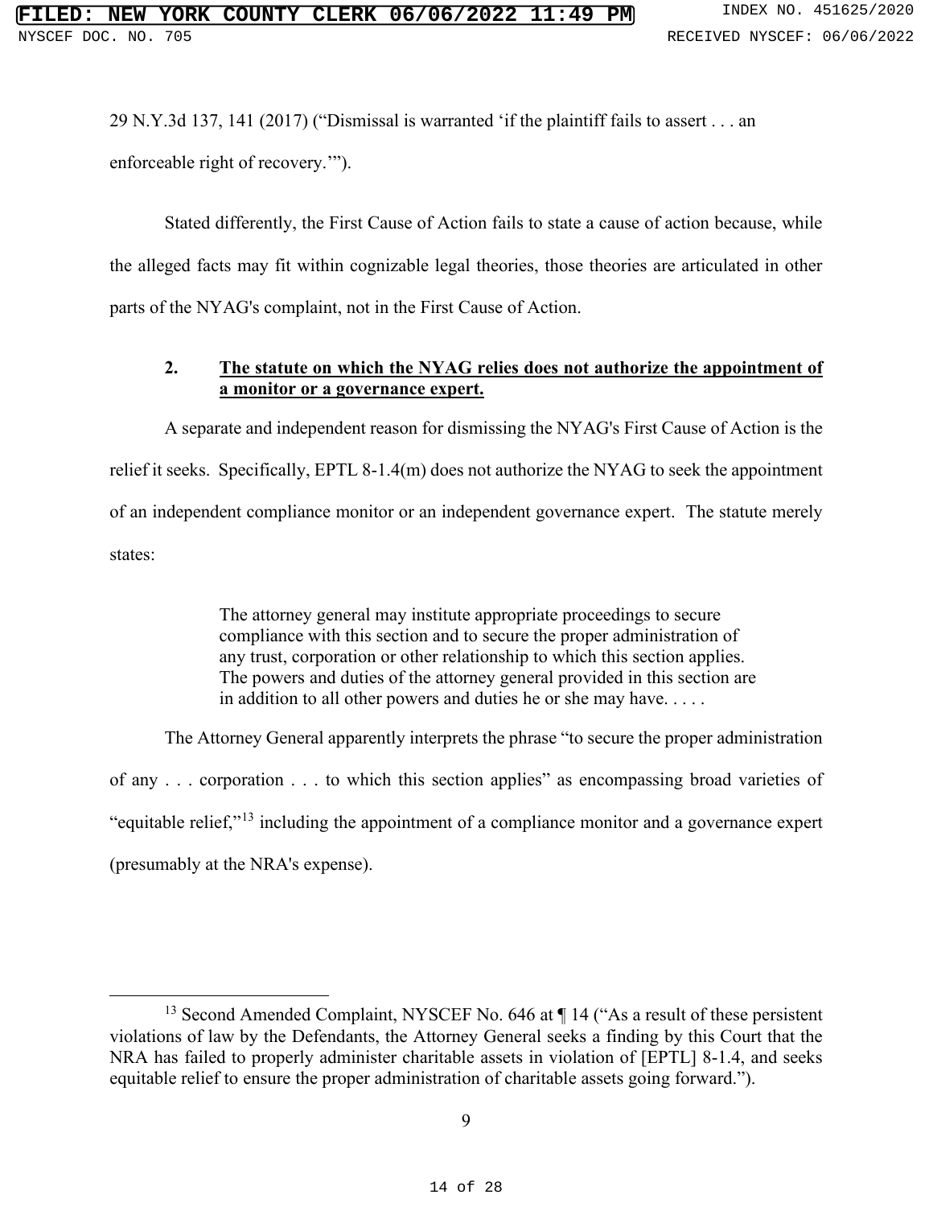29 N.Y.3d 137, 141 (2017) ("Dismissal is warranted 'if the plaintiff fails to assert . . . an enforceable right of recovery.'").

Stated differently, the First Cause of Action fails to state a cause of action because, while the alleged facts may fit within cognizable legal theories, those theories are articulated in other parts of the NYAG's complaint, not in the First Cause of Action.

**2. <u>The statute on which the NYAG relies does not authorize the appointment of a monitor or a governance expert.</u>**

A separate and independent reason for dismissing the NYAG's First Cause of Action is the relief it seeks. Specifically, EPTL 8-1.4(m) does not authorize the NYAG to seek the appointment of an independent compliance monitor or an independent governance expert. The statute merely states:

> The attorney general may institute appropriate proceedings to secure compliance with this section and to secure the proper administration of any trust, corporation or other relationship to which this section applies. The powers and duties of the attorney general provided in this section are in addition to all other powers and duties he or she may have. . . . .

The Attorney General apparently interprets the phrase "to secure the proper administration of any . . . corporation . . . to which this section applies" as encompassing broad varieties of "equitable relief,"[13] including the appointment of a compliance monitor and a governance expert (presumably at the NRA's expense).

---

[13] Second Amended Complaint, NYSCEF No. 646 at ¶ 14 ("As a result of these persistent violations of law by the Defendants, the Attorney General seeks a finding by this Court that the NRA has failed to properly administer charitable assets in violation of [EPTL] 8-1.4, and seeks equitable relief to ensure the proper administration of charitable assets going forward.").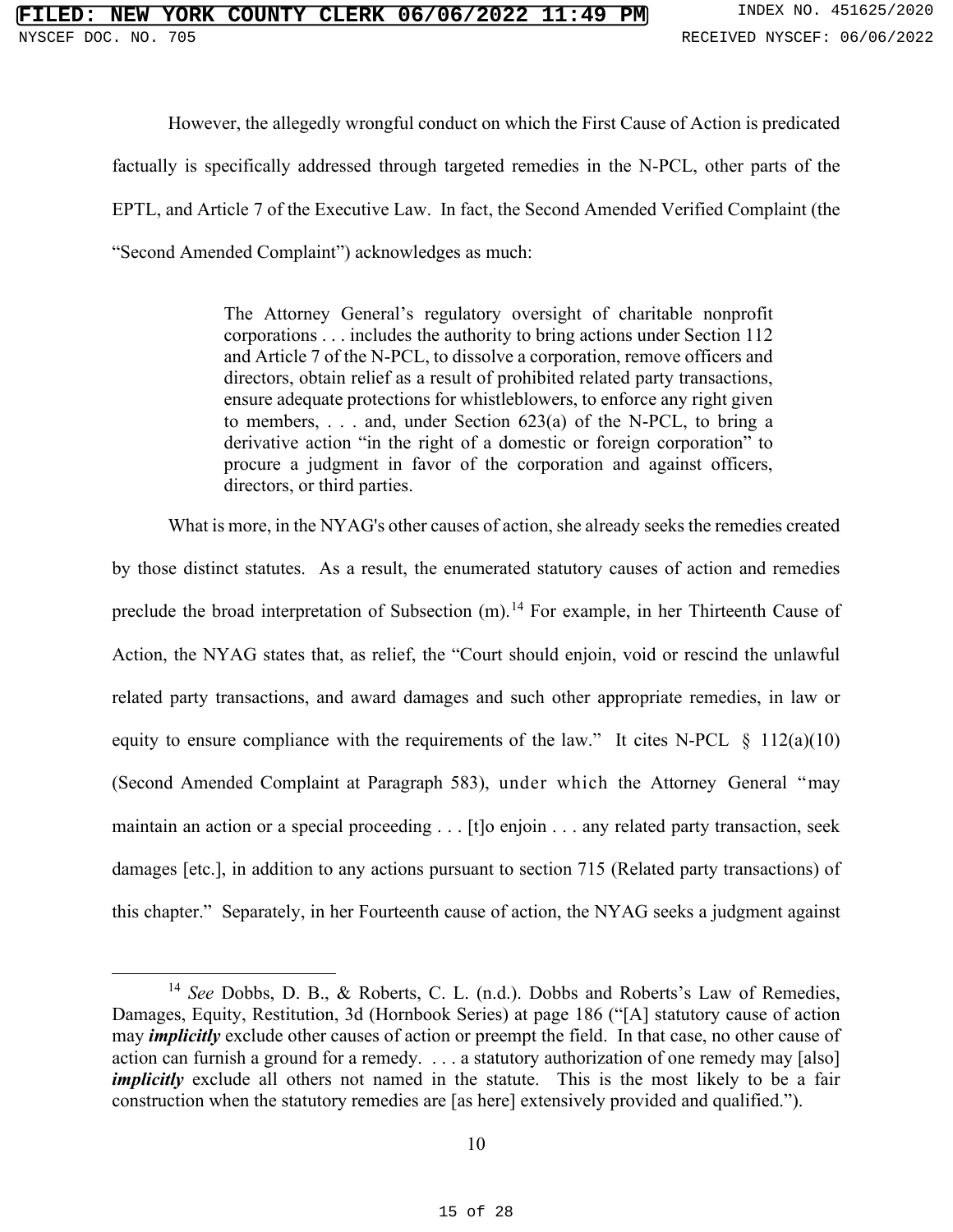However, the allegedly wrongful conduct on which the First Cause of Action is predicated factually is specifically addressed through targeted remedies in the N-PCL, other parts of the EPTL, and Article 7 of the Executive Law. In fact, the Second Amended Verified Complaint (the "Second Amended Complaint") acknowledges as much:

> The Attorney General's regulatory oversight of charitable nonprofit corporations . . . includes the authority to bring actions under Section 112 and Article 7 of the N-PCL, to dissolve a corporation, remove officers and directors, obtain relief as a result of prohibited related party transactions, ensure adequate protections for whistleblowers, to enforce any right given to members, . . . and, under Section 623(a) of the N-PCL, to bring a derivative action "in the right of a domestic or foreign corporation" to procure a judgment in favor of the corporation and against officers, directors, or third parties.

What is more, in the NYAG's other causes of action, she already seeks the remedies created by those distinct statutes. As a result, the enumerated statutory causes of action and remedies preclude the broad interpretation of Subsection (m).[14] For example, in her Thirteenth Cause of Action, the NYAG states that, as relief, the "Court should enjoin, void or rescind the unlawful related party transactions, and award damages and such other appropriate remedies, in law or equity to ensure compliance with the requirements of the law." It cites N-PCL § 112(a)(10) (Second Amended Complaint at Paragraph 583), under which the Attorney General "may maintain an action or a special proceeding . . . [t]o enjoin . . . any related party transaction, seek damages [etc.], in addition to any actions pursuant to section 715 (Related party transactions) of this chapter." Separately, in her Fourteenth cause of action, the NYAG seeks a judgment against

---

[14] *See* Dobbs, D. B., & Roberts, C. L. (n.d.). Dobbs and Roberts's Law of Remedies, Damages, Equity, Restitution, 3d (Hornbook Series) at page 186 ("[A] statutory cause of action may ***implicitly*** exclude other causes of action or preempt the field. In that case, no other cause of action can furnish a ground for a remedy. . . . a statutory authorization of one remedy may [also] ***implicitly*** exclude all others not named in the statute. This is the most likely to be a fair construction when the statutory remedies are [as here] extensively provided and qualified.").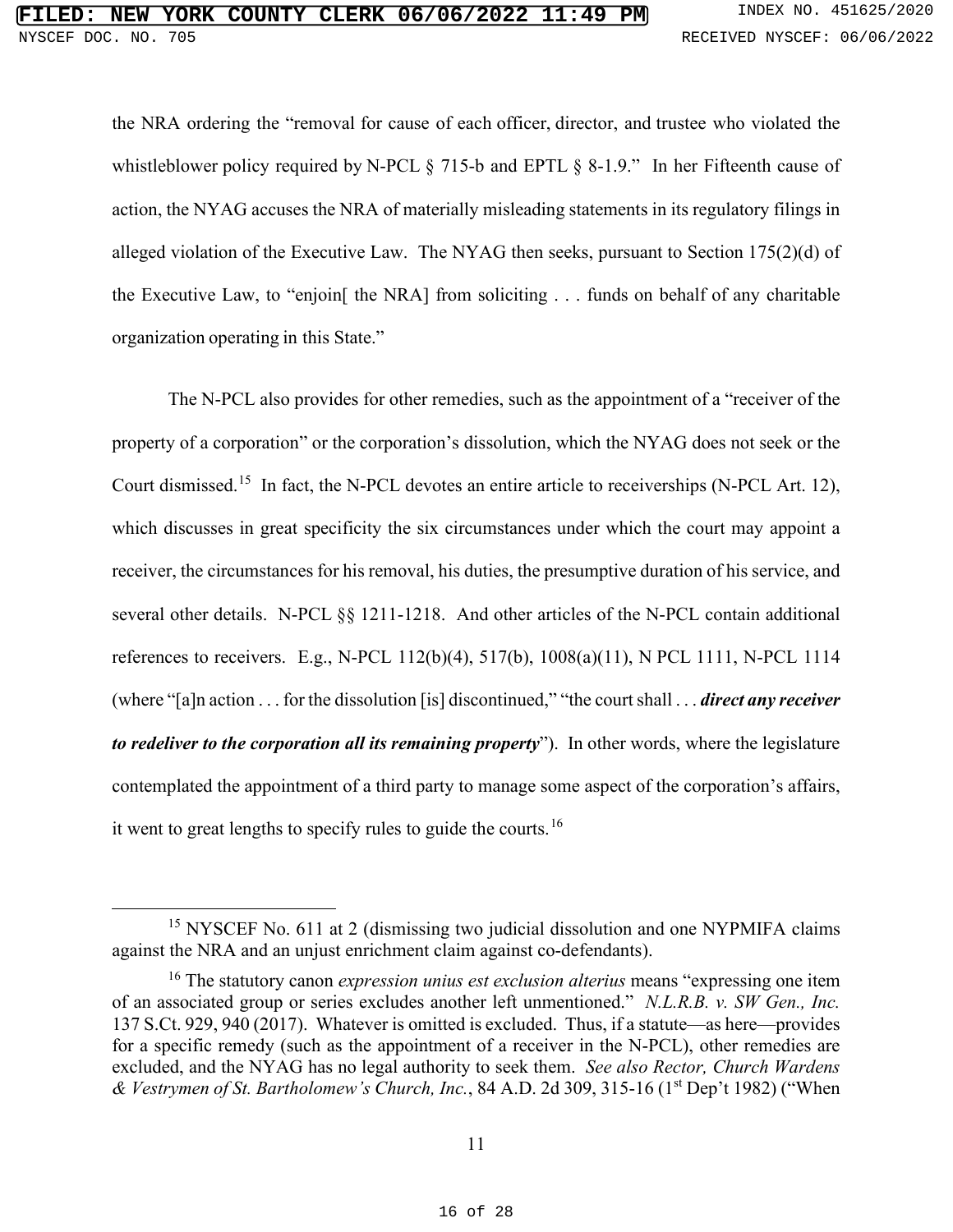the NRA ordering the "removal for cause of each officer, director, and trustee who violated the whistleblower policy required by N-PCL § 715-b and EPTL § 8-1.9." In her Fifteenth cause of action, the NYAG accuses the NRA of materially misleading statements in its regulatory filings in alleged violation of the Executive Law. The NYAG then seeks, pursuant to Section 175(2)(d) of the Executive Law, to "enjoin[ the NRA] from soliciting . . . funds on behalf of any charitable organization operating in this State."

The N-PCL also provides for other remedies, such as the appointment of a "receiver of the property of a corporation" or the corporation's dissolution, which the NYAG does not seek or the Court dismissed.[15] In fact, the N-PCL devotes an entire article to receiverships (N-PCL Art. 12), which discusses in great specificity the six circumstances under which the court may appoint a receiver, the circumstances for his removal, his duties, the presumptive duration of his service, and several other details. N-PCL §§ 1211-1218. And other articles of the N-PCL contain additional references to receivers. E.g., N-PCL 112(b)(4), 517(b), 1008(a)(11), N PCL 1111, N-PCL 1114 (where "[a]n action . . . for the dissolution [is] discontinued," "the court shall . . . ***direct any receiver to redeliver to the corporation all its remaining property***"). In other words, where the legislature contemplated the appointment of a third party to manage some aspect of the corporation's affairs, it went to great lengths to specify rules to guide the courts.[16]

---

[15] NYSCEF No. 611 at 2 (dismissing two judicial dissolution and one NYPMIFA claims against the NRA and an unjust enrichment claim against co-defendants).

[16] The statutory canon *expression unius est exclusion alterius* means "expressing one item of an associated group or series excludes another left unmentioned." *N.L.R.B. v. SW Gen., Inc.* 137 S.Ct. 929, 940 (2017). Whatever is omitted is excluded. Thus, if a statute—as here—provides for a specific remedy (such as the appointment of a receiver in the N-PCL), other remedies are excluded, and the NYAG has no legal authority to seek them. *See also Rector, Church Wardens & Vestrymen of St. Bartholomew's Church, Inc.*, 84 A.D. 2d 309, 315-16 (1st Dep't 1982) ("When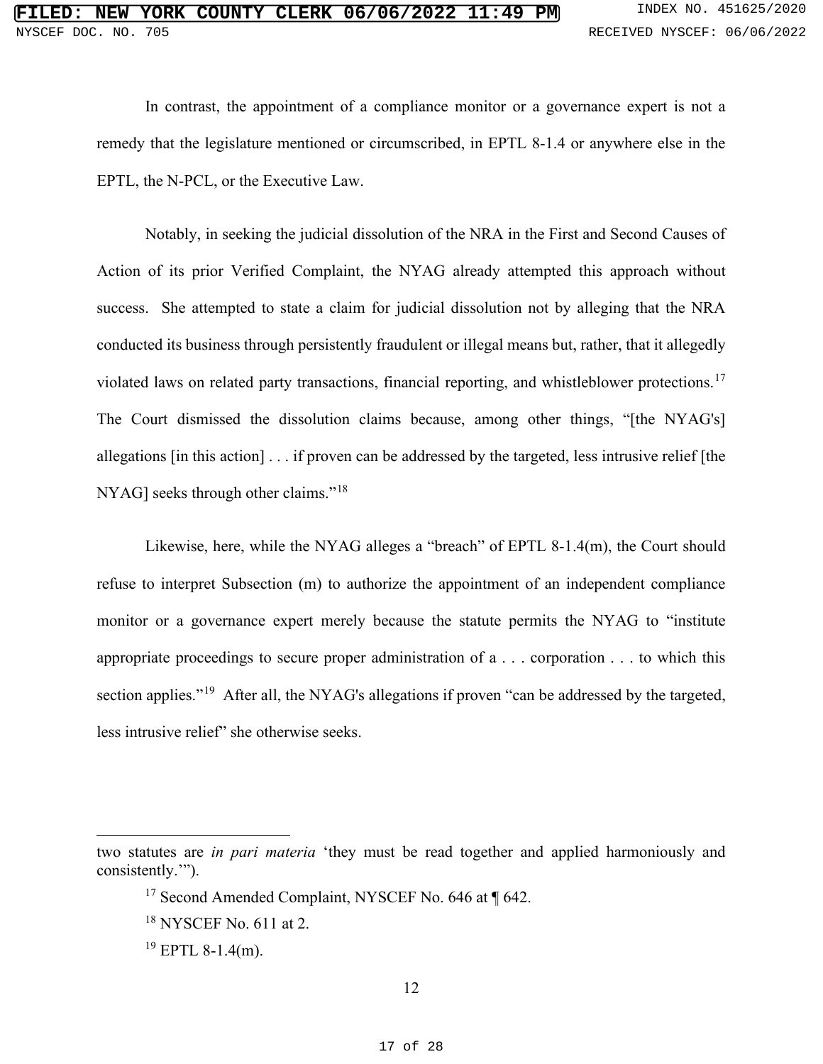In contrast, the appointment of a compliance monitor or a governance expert is not a remedy that the legislature mentioned or circumscribed, in EPTL 8-1.4 or anywhere else in the EPTL, the N-PCL, or the Executive Law.

Notably, in seeking the judicial dissolution of the NRA in the First and Second Causes of Action of its prior Verified Complaint, the NYAG already attempted this approach without success. She attempted to state a claim for judicial dissolution not by alleging that the NRA conducted its business through persistently fraudulent or illegal means but, rather, that it allegedly violated laws on related party transactions, financial reporting, and whistleblower protections.[17] The Court dismissed the dissolution claims because, among other things, "[the NYAG's] allegations [in this action] . . . if proven can be addressed by the targeted, less intrusive relief [the NYAG] seeks through other claims."[18]

Likewise, here, while the NYAG alleges a "breach" of EPTL 8-1.4(m), the Court should refuse to interpret Subsection (m) to authorize the appointment of an independent compliance monitor or a governance expert merely because the statute permits the NYAG to "institute appropriate proceedings to secure proper administration of a . . . corporation . . . to which this section applies."[19] After all, the NYAG's allegations if proven "can be addressed by the targeted, less intrusive relief" she otherwise seeks.

---

two statutes are *in pari materia* 'they must be read together and applied harmoniously and consistently.'").

[17] Second Amended Complaint, NYSCEF No. 646 at ¶ 642.

[18] NYSCEF No. 611 at 2.

[19] EPTL 8-1.4(m).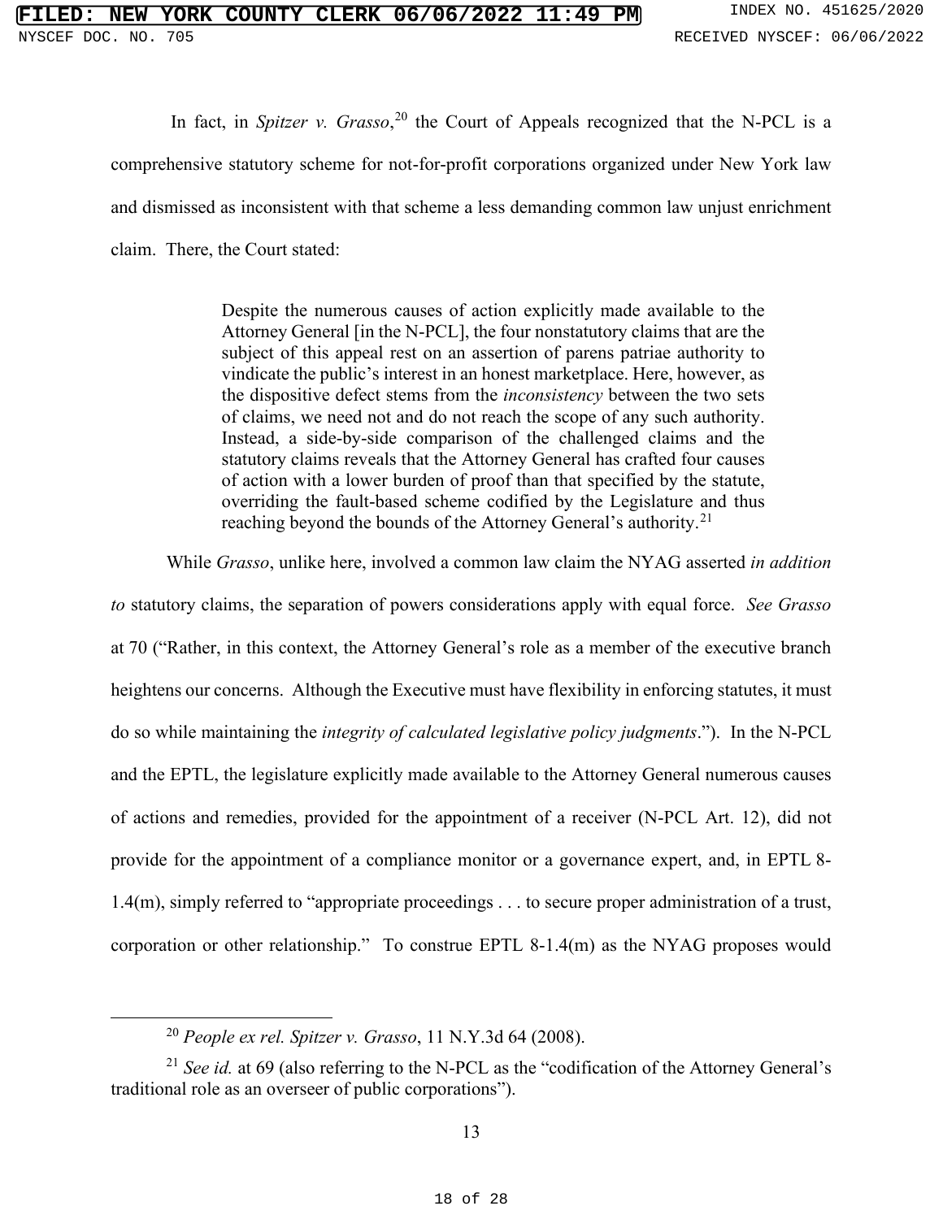In fact, in *Spitzer v. Grasso*,[20] the Court of Appeals recognized that the N-PCL is a comprehensive statutory scheme for not-for-profit corporations organized under New York law and dismissed as inconsistent with that scheme a less demanding common law unjust enrichment claim. There, the Court stated:

> Despite the numerous causes of action explicitly made available to the Attorney General [in the N-PCL], the four nonstatutory claims that are the subject of this appeal rest on an assertion of parens patriae authority to vindicate the public's interest in an honest marketplace. Here, however, as the dispositive defect stems from the *inconsistency* between the two sets of claims, we need not and do not reach the scope of any such authority. Instead, a side-by-side comparison of the challenged claims and the statutory claims reveals that the Attorney General has crafted four causes of action with a lower burden of proof than that specified by the statute, overriding the fault-based scheme codified by the Legislature and thus reaching beyond the bounds of the Attorney General's authority.[21]

While *Grasso*, unlike here, involved a common law claim the NYAG asserted *in addition to* statutory claims, the separation of powers considerations apply with equal force. *See Grasso* at 70 ("Rather, in this context, the Attorney General's role as a member of the executive branch heightens our concerns. Although the Executive must have flexibility in enforcing statutes, it must do so while maintaining the *integrity of calculated legislative policy judgments*."). In the N-PCL and the EPTL, the legislature explicitly made available to the Attorney General numerous causes of actions and remedies, provided for the appointment of a receiver (N-PCL Art. 12), did not provide for the appointment of a compliance monitor or a governance expert, and, in EPTL 8-1.4(m), simply referred to "appropriate proceedings . . . to secure proper administration of a trust, corporation or other relationship." To construe EPTL 8-1.4(m) as the NYAG proposes would

---

[20] *People ex rel. Spitzer v. Grasso*, 11 N.Y.3d 64 (2008).

[21] *See id.* at 69 (also referring to the N-PCL as the "codification of the Attorney General's traditional role as an overseer of public corporations").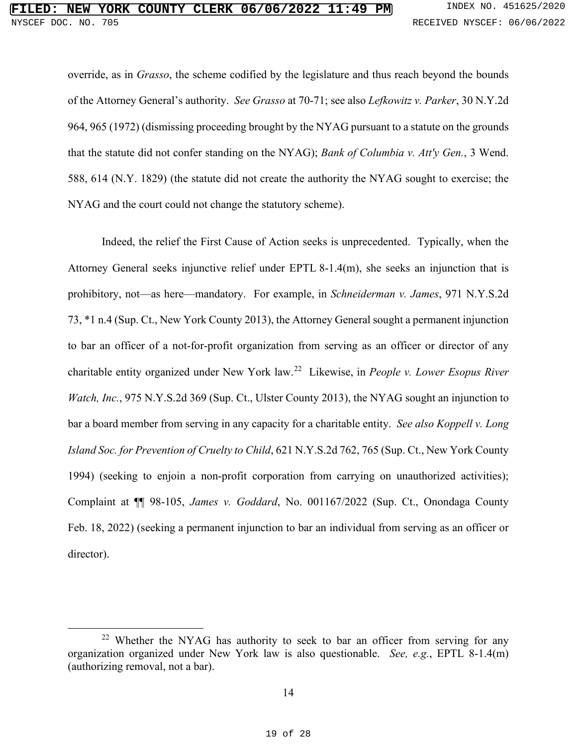override, as in *Grasso*, the scheme codified by the legislature and thus reach beyond the bounds of the Attorney General's authority. *See Grasso* at 70-71; see also *Lefkowitz v. Parker*, 30 N.Y.2d 964, 965 (1972) (dismissing proceeding brought by the NYAG pursuant to a statute on the grounds that the statute did not confer standing on the NYAG); *Bank of Columbia v. Att'y Gen.*, 3 Wend. 588, 614 (N.Y. 1829) (the statute did not create the authority the NYAG sought to exercise; the NYAG and the court could not change the statutory scheme).

Indeed, the relief the First Cause of Action seeks is unprecedented. Typically, when the Attorney General seeks injunctive relief under EPTL 8-1.4(m), she seeks an injunction that is prohibitory, not—as here—mandatory. For example, in *Schneiderman v. James*, 971 N.Y.S.2d 73, *1 n.4 (Sup. Ct., New York County 2013), the Attorney General sought a permanent injunction to bar an officer of a not-for-profit organization from serving as an officer or director of any charitable entity organized under New York law.[22] Likewise, in *People v. Lower Esopus River Watch, Inc.*, 975 N.Y.S.2d 369 (Sup. Ct., Ulster County 2013), the NYAG sought an injunction to bar a board member from serving in any capacity for a charitable entity. *See also Koppell v. Long Island Soc. for Prevention of Cruelty to Child*, 621 N.Y.S.2d 762, 765 (Sup. Ct., New York County 1994) (seeking to enjoin a non-profit corporation from carrying on unauthorized activities); Complaint at ¶¶ 98-105, *James v. Goddard*, No. 001167/2022 (Sup. Ct., Onondaga County Feb. 18, 2022) (seeking a permanent injunction to bar an individual from serving as an officer or director).

---

[22] Whether the NYAG has authority to seek to bar an officer from serving for any organization organized under New York law is also questionable. *See, e.g.*, EPTL 8-1.4(m) (authorizing removal, not a bar).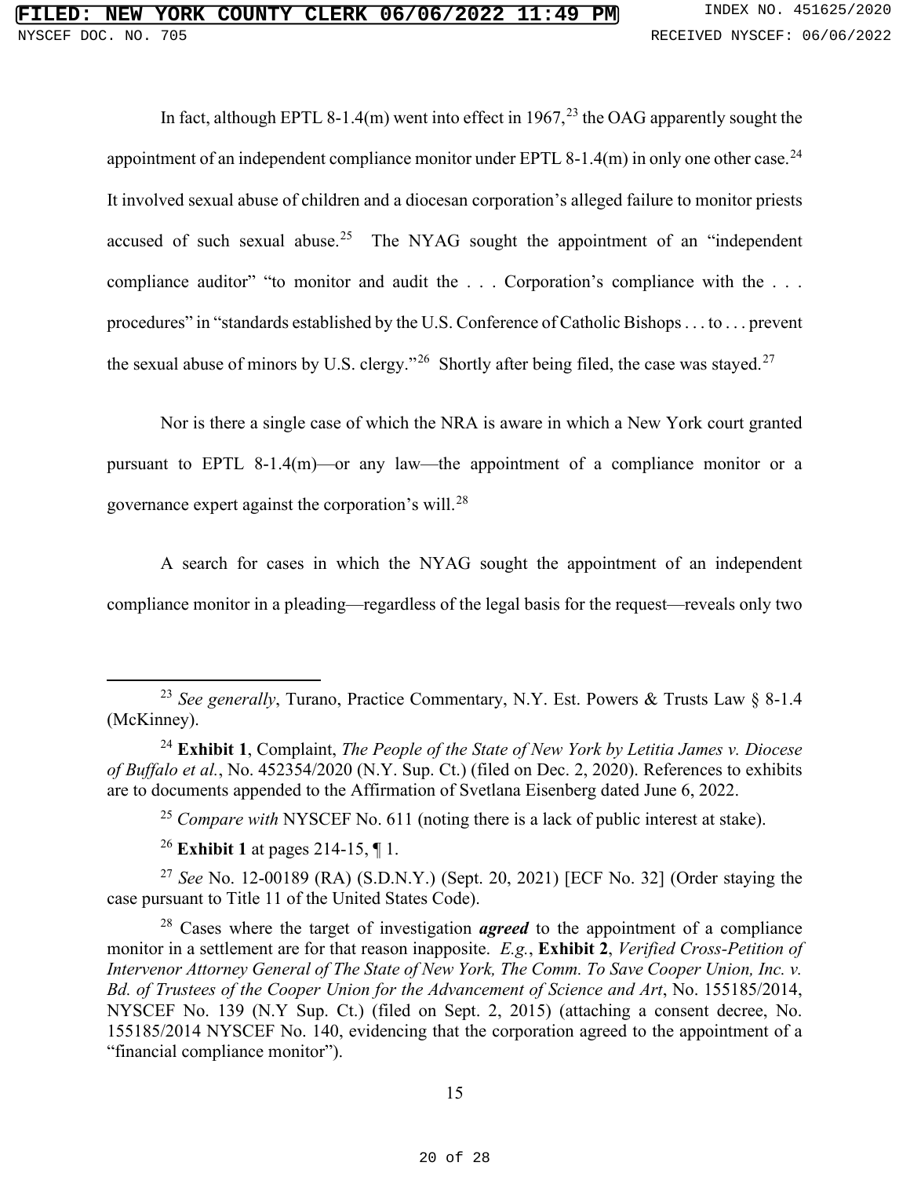In fact, although EPTL 8-1.4(m) went into effect in 1967,[23] the OAG apparently sought the appointment of an independent compliance monitor under EPTL 8-1.4(m) in only one other case.[24] It involved sexual abuse of children and a diocesan corporation's alleged failure to monitor priests accused of such sexual abuse.[25] The NYAG sought the appointment of an "independent compliance auditor" "to monitor and audit the . . . Corporation's compliance with the . . . procedures" in "standards established by the U.S. Conference of Catholic Bishops . . . to . . . prevent the sexual abuse of minors by U.S. clergy."[26] Shortly after being filed, the case was stayed.[27]

Nor is there a single case of which the NRA is aware in which a New York court granted pursuant to EPTL 8-1.4(m)—or any law—the appointment of a compliance monitor or a governance expert against the corporation's will.[28]

A search for cases in which the NYAG sought the appointment of an independent compliance monitor in a pleading—regardless of the legal basis for the request—reveals only two

---

[23] *See generally*, Turano, Practice Commentary, N.Y. Est. Powers & Trusts Law § 8-1.4 (McKinney).

[24] **Exhibit 1**, Complaint, *The People of the State of New York by Letitia James v. Diocese of Buffalo et al.*, No. 452354/2020 (N.Y. Sup. Ct.) (filed on Dec. 2, 2020). References to exhibits are to documents appended to the Affirmation of Svetlana Eisenberg dated June 6, 2022.

[25] *Compare with* NYSCEF No. 611 (noting there is a lack of public interest at stake).

[26] **Exhibit 1** at pages 214-15, ¶ 1.

[27] *See* No. 12-00189 (RA) (S.D.N.Y.) (Sept. 20, 2021) [ECF No. 32] (Order staying the case pursuant to Title 11 of the United States Code).

[28] Cases where the target of investigation ***agreed*** to the appointment of a compliance monitor in a settlement are for that reason inapposite. *E.g.*, **Exhibit 2**, *Verified Cross-Petition of Intervenor Attorney General of The State of New York, The Comm. To Save Cooper Union, Inc. v. Bd. of Trustees of the Cooper Union for the Advancement of Science and Art*, No. 155185/2014, NYSCEF No. 139 (N.Y Sup. Ct.) (filed on Sept. 2, 2015) (attaching a consent decree, No. 155185/2014 NYSCEF No. 140, evidencing that the corporation agreed to the appointment of a "financial compliance monitor").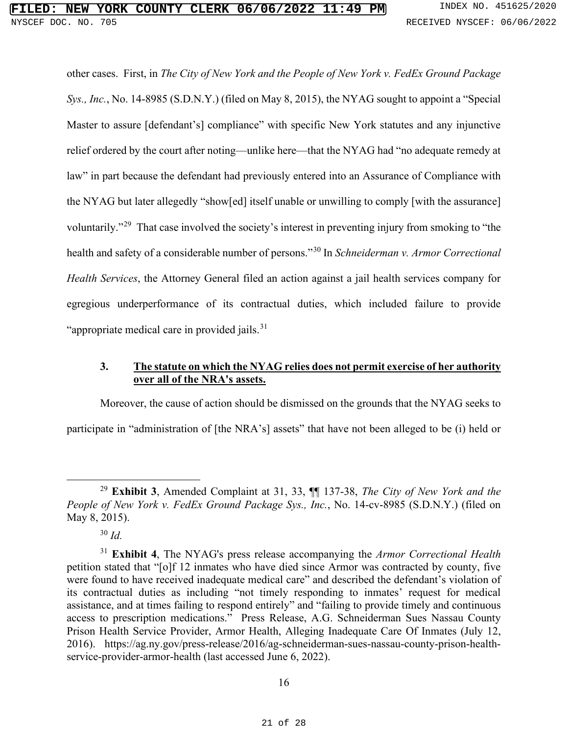other cases. First, in *The City of New York and the People of New York v. FedEx Ground Package Sys., Inc.*, No. 14-8985 (S.D.N.Y.) (filed on May 8, 2015), the NYAG sought to appoint a "Special Master to assure [defendant's] compliance" with specific New York statutes and any injunctive relief ordered by the court after noting—unlike here—that the NYAG had "no adequate remedy at law" in part because the defendant had previously entered into an Assurance of Compliance with the NYAG but later allegedly "show[ed] itself unable or unwilling to comply [with the assurance] voluntarily."[29] That case involved the society's interest in preventing injury from smoking to "the health and safety of a considerable number of persons."[30] In *Schneiderman v. Armor Correctional Health Services*, the Attorney General filed an action against a jail health services company for egregious underperformance of its contractual duties, which included failure to provide "appropriate medical care in provided jails.[31]

### 3. <u>The statute on which the NYAG relies does not permit exercise of her authority over all of the NRA's assets.</u>

Moreover, the cause of action should be dismissed on the grounds that the NYAG seeks to participate in "administration of [the NRA's] assets" that have not been alleged to be (i) held or

---

[29] **Exhibit 3**, Amended Complaint at 31, 33, ¶¶ 137-38, *The City of New York and the People of New York v. FedEx Ground Package Sys., Inc.*, No. 14-cv-8985 (S.D.N.Y.) (filed on May 8, 2015).

[30] *Id.*

[31] **Exhibit 4**, The NYAG's press release accompanying the *Armor Correctional Health* petition stated that "[o]f 12 inmates who have died since Armor was contracted by county, five were found to have received inadequate medical care" and described the defendant's violation of its contractual duties as including "not timely responding to inmates' request for medical assistance, and at times failing to respond entirely" and "failing to provide timely and continuous access to prescription medications." Press Release, A.G. Schneiderman Sues Nassau County Prison Health Service Provider, Armor Health, Alleging Inadequate Care Of Inmates (July 12, 2016). https://ag.ny.gov/press-release/2016/ag-schneiderman-sues-nassau-county-prison-health-service-provider-armor-health (last accessed June 6, 2022).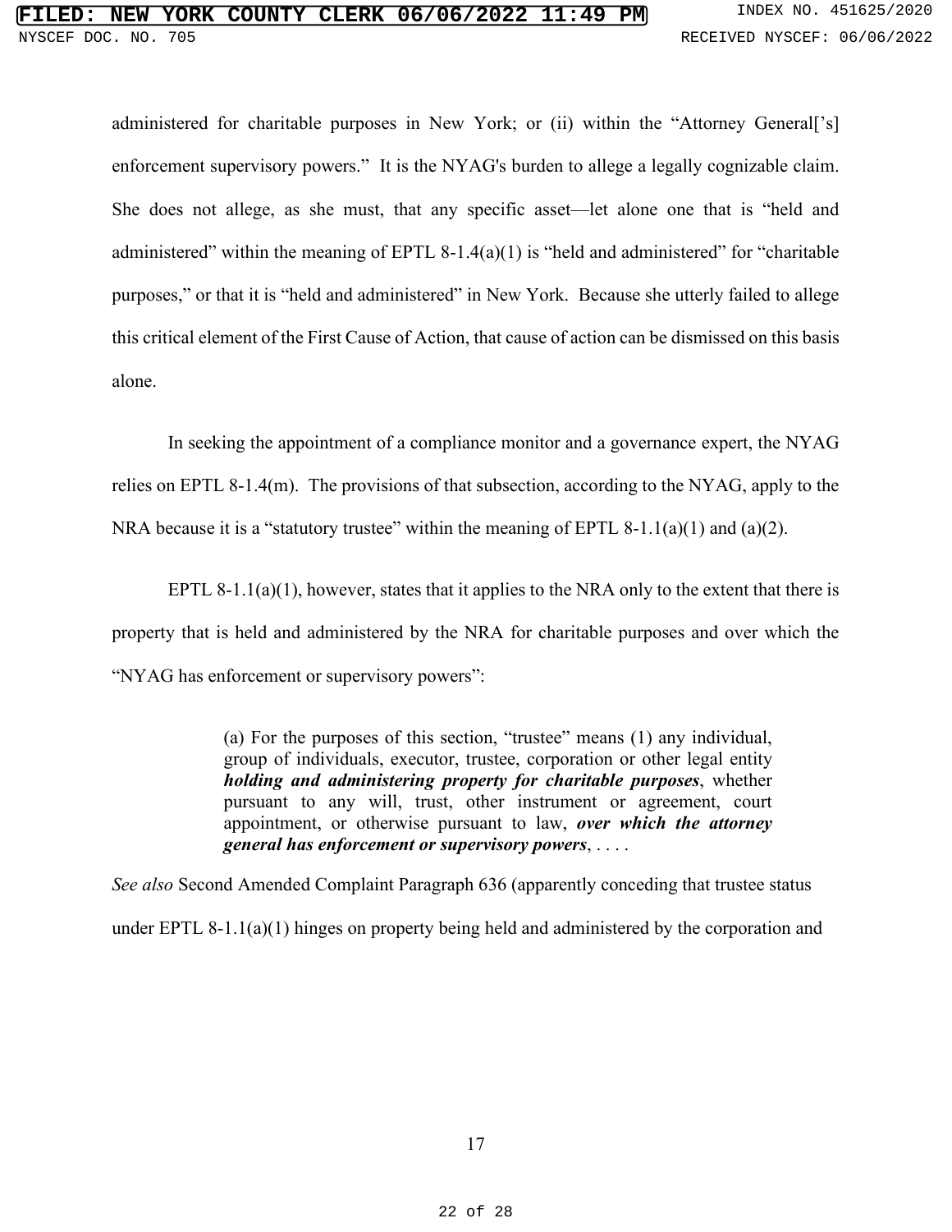administered for charitable purposes in New York; or (ii) within the "Attorney General['s] enforcement supervisory powers." It is the NYAG's burden to allege a legally cognizable claim. She does not allege, as she must, that any specific asset—let alone one that is "held and administered" within the meaning of EPTL 8-1.4(a)(1) is "held and administered" for "charitable purposes," or that it is "held and administered" in New York. Because she utterly failed to allege this critical element of the First Cause of Action, that cause of action can be dismissed on this basis alone.

In seeking the appointment of a compliance monitor and a governance expert, the NYAG relies on EPTL 8-1.4(m). The provisions of that subsection, according to the NYAG, apply to the NRA because it is a "statutory trustee" within the meaning of EPTL 8-1.1(a)(1) and (a)(2).

EPTL 8-1.1(a)(1), however, states that it applies to the NRA only to the extent that there is property that is held and administered by the NRA for charitable purposes and over which the "NYAG has enforcement or supervisory powers":

> (a) For the purposes of this section, "trustee" means (1) any individual, group of individuals, executor, trustee, corporation or other legal entity ***holding and administering property for charitable purposes***, whether pursuant to any will, trust, other instrument or agreement, court appointment, or otherwise pursuant to law, ***over which the attorney general has enforcement or supervisory powers***, . . . .

*See also* Second Amended Complaint Paragraph 636 (apparently conceding that trustee status under EPTL 8-1.1(a)(1) hinges on property being held and administered by the corporation and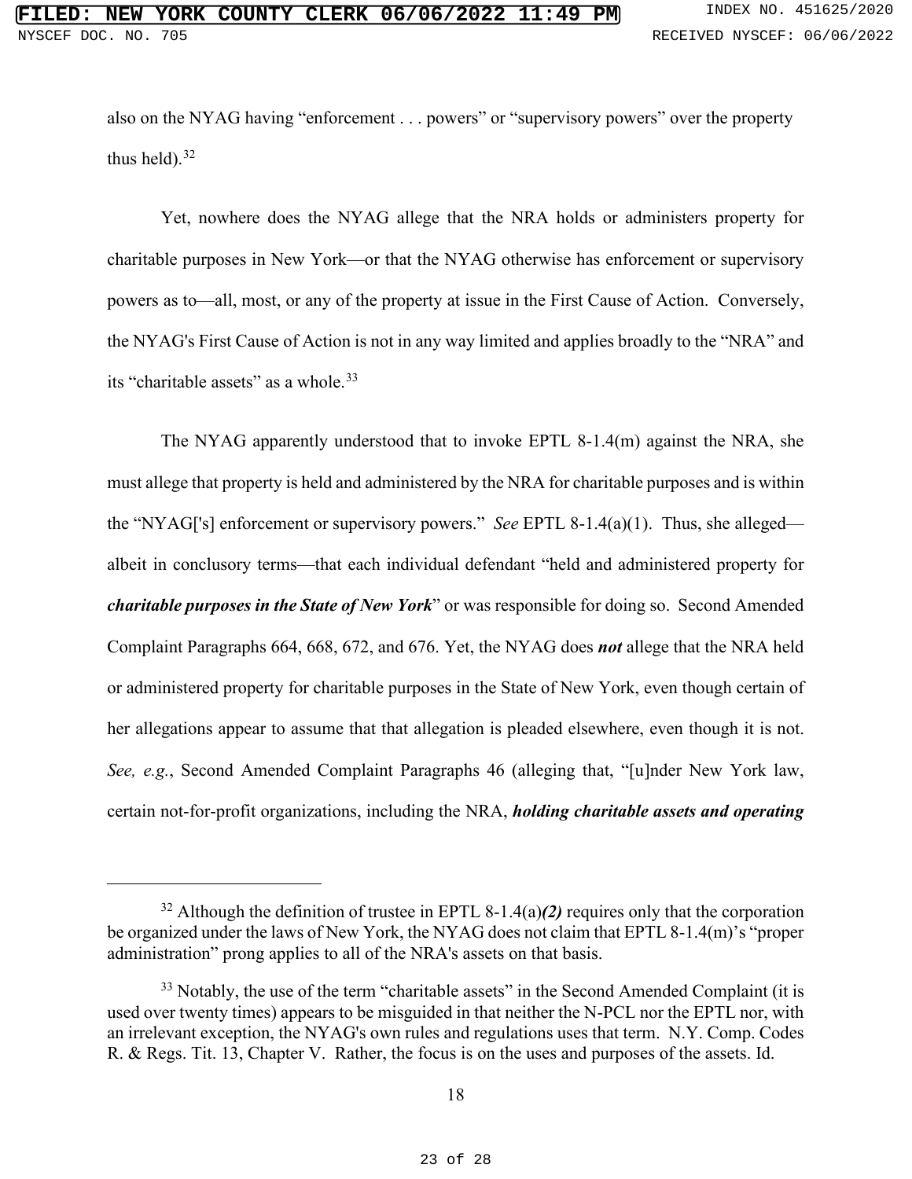also on the NYAG having "enforcement . . . powers" or "supervisory powers" over the property thus held).[32]

Yet, nowhere does the NYAG allege that the NRA holds or administers property for charitable purposes in New York—or that the NYAG otherwise has enforcement or supervisory powers as to—all, most, or any of the property at issue in the First Cause of Action. Conversely, the NYAG's First Cause of Action is not in any way limited and applies broadly to the "NRA" and its "charitable assets" as a whole.[33]

The NYAG apparently understood that to invoke EPTL 8-1.4(m) against the NRA, she must allege that property is held and administered by the NRA for charitable purposes and is within the "NYAG['s] enforcement or supervisory powers." *See* EPTL 8-1.4(a)(1). Thus, she alleged—albeit in conclusory terms—that each individual defendant "held and administered property for ***charitable purposes in the State of New York***" or was responsible for doing so. Second Amended Complaint Paragraphs 664, 668, 672, and 676. Yet, the NYAG does ***not*** allege that the NRA held or administered property for charitable purposes in the State of New York, even though certain of her allegations appear to assume that that allegation is pleaded elsewhere, even though it is not. *See, e.g.*, Second Amended Complaint Paragraphs 46 (alleging that, "[u]nder New York law, certain not-for-profit organizations, including the NRA, ***holding charitable assets and operating***

---

[32] Although the definition of trustee in EPTL 8-1.4(a)***(2)*** requires only that the corporation be organized under the laws of New York, the NYAG does not claim that EPTL 8-1.4(m)'s "proper administration" prong applies to all of the NRA's assets on that basis.

[33] Notably, the use of the term "charitable assets" in the Second Amended Complaint (it is used over twenty times) appears to be misguided in that neither the N-PCL nor the EPTL nor, with an irrelevant exception, the NYAG's own rules and regulations uses that term. N.Y. Comp. Codes R. & Regs. Tit. 13, Chapter V. Rather, the focus is on the uses and purposes of the assets. Id.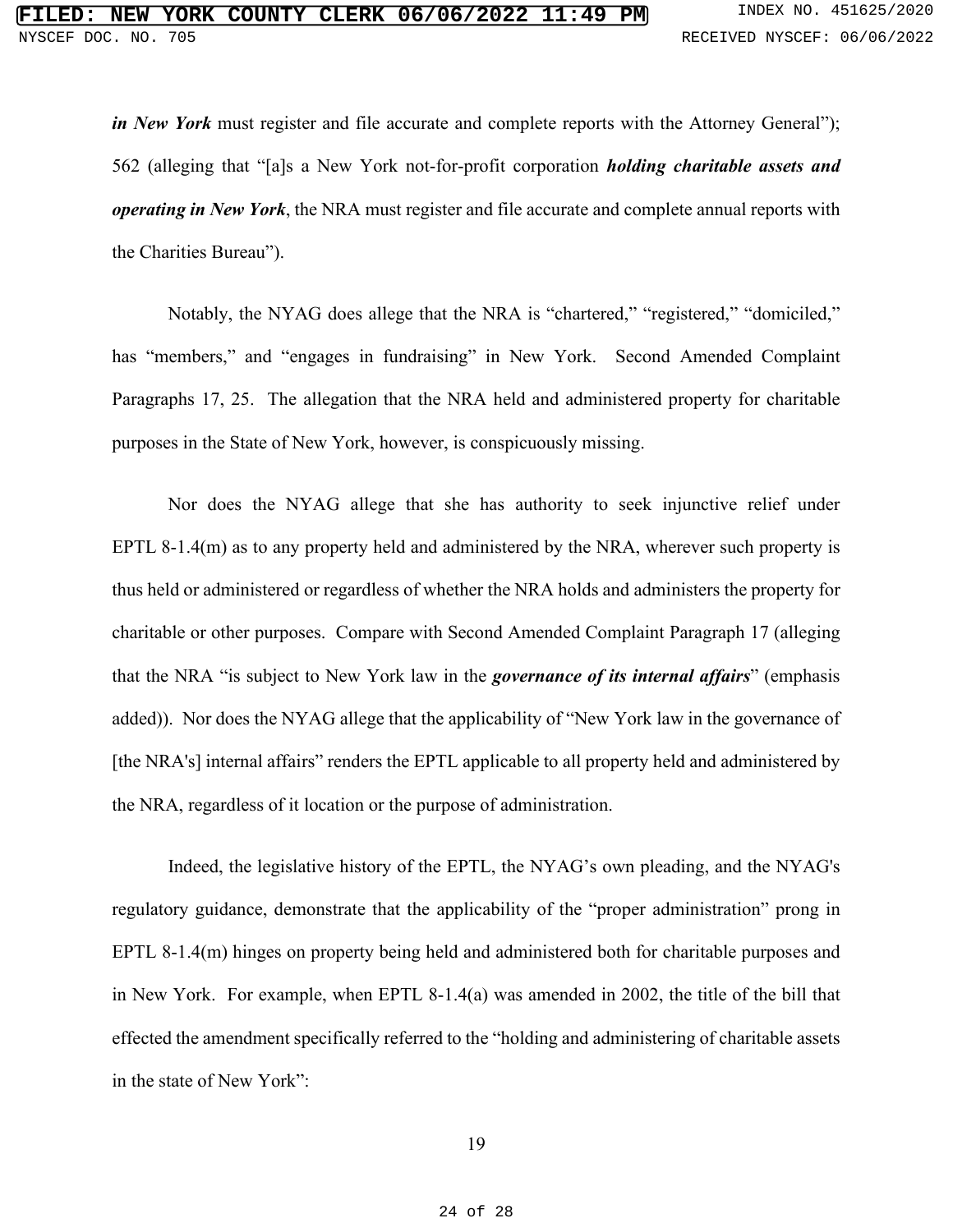***in New York*** must register and file accurate and complete reports with the Attorney General"); 562 (alleging that "[a]s a New York not-for-profit corporation ***holding charitable assets and operating in New York***, the NRA must register and file accurate and complete annual reports with the Charities Bureau").

Notably, the NYAG does allege that the NRA is "chartered," "registered," "domiciled," has "members," and "engages in fundraising" in New York. Second Amended Complaint Paragraphs 17, 25. The allegation that the NRA held and administered property for charitable purposes in the State of New York, however, is conspicuously missing.

Nor does the NYAG allege that she has authority to seek injunctive relief under EPTL 8-1.4(m) as to any property held and administered by the NRA, wherever such property is thus held or administered or regardless of whether the NRA holds and administers the property for charitable or other purposes. Compare with Second Amended Complaint Paragraph 17 (alleging that the NRA "is subject to New York law in the ***governance of its internal affairs***" (emphasis added)). Nor does the NYAG allege that the applicability of "New York law in the governance of [the NRA's] internal affairs" renders the EPTL applicable to all property held and administered by the NRA, regardless of it location or the purpose of administration.

Indeed, the legislative history of the EPTL, the NYAG's own pleading, and the NYAG's regulatory guidance, demonstrate that the applicability of the "proper administration" prong in EPTL 8-1.4(m) hinges on property being held and administered both for charitable purposes and in New York. For example, when EPTL 8-1.4(a) was amended in 2002, the title of the bill that effected the amendment specifically referred to the "holding and administering of charitable assets in the state of New York":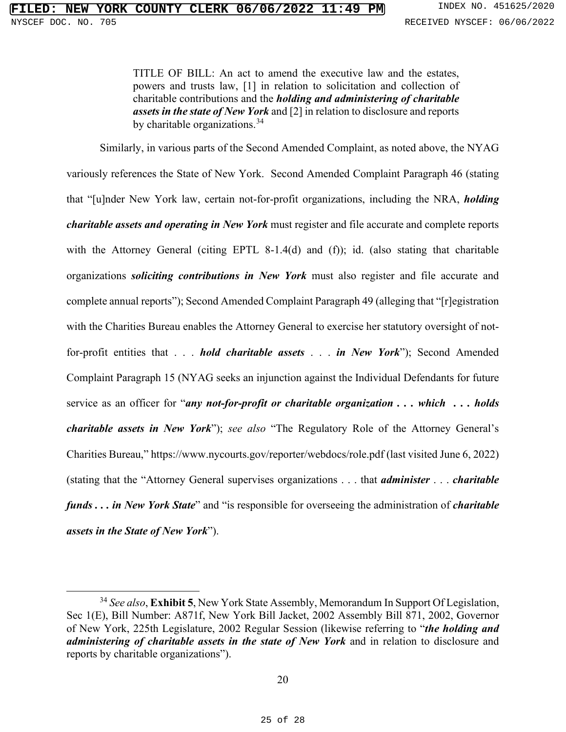> TITLE OF BILL: An act to amend the executive law and the estates, powers and trusts law, [1] in relation to solicitation and collection of charitable contributions and the ***holding and administering of charitable assets in the state of New York*** and [2] in relation to disclosure and reports by charitable organizations.[34]

Similarly, in various parts of the Second Amended Complaint, as noted above, the NYAG variously references the State of New York. Second Amended Complaint Paragraph 46 (stating that "[u]nder New York law, certain not-for-profit organizations, including the NRA, ***holding charitable assets and operating in New York*** must register and file accurate and complete reports with the Attorney General (citing EPTL 8-1.4(d) and (f)); id. (also stating that charitable organizations ***soliciting contributions in New York*** must also register and file accurate and complete annual reports"); Second Amended Complaint Paragraph 49 (alleging that "[r]egistration with the Charities Bureau enables the Attorney General to exercise her statutory oversight of not-for-profit entities that . . . ***hold charitable assets*** . . . ***in New York***"); Second Amended Complaint Paragraph 15 (NYAG seeks an injunction against the Individual Defendants for future service as an officer for "***any not-for-profit or charitable organization . . . which . . . holds charitable assets in New York***"); *see also* "The Regulatory Role of the Attorney General's Charities Bureau," https://www.nycourts.gov/reporter/webdocs/role.pdf (last visited June 6, 2022) (stating that the "Attorney General supervises organizations . . . that ***administer*** . . . ***charitable funds . . . in New York State***" and "is responsible for overseeing the administration of ***charitable assets in the State of New York***").

[34] *See also*, **Exhibit 5**, New York State Assembly, Memorandum In Support Of Legislation, Sec 1(E), Bill Number: A871f, New York Bill Jacket, 2002 Assembly Bill 871, 2002, Governor of New York, 225th Legislature, 2002 Regular Session (likewise referring to "***the holding and administering of charitable assets in the state of New York*** and in relation to disclosure and reports by charitable organizations").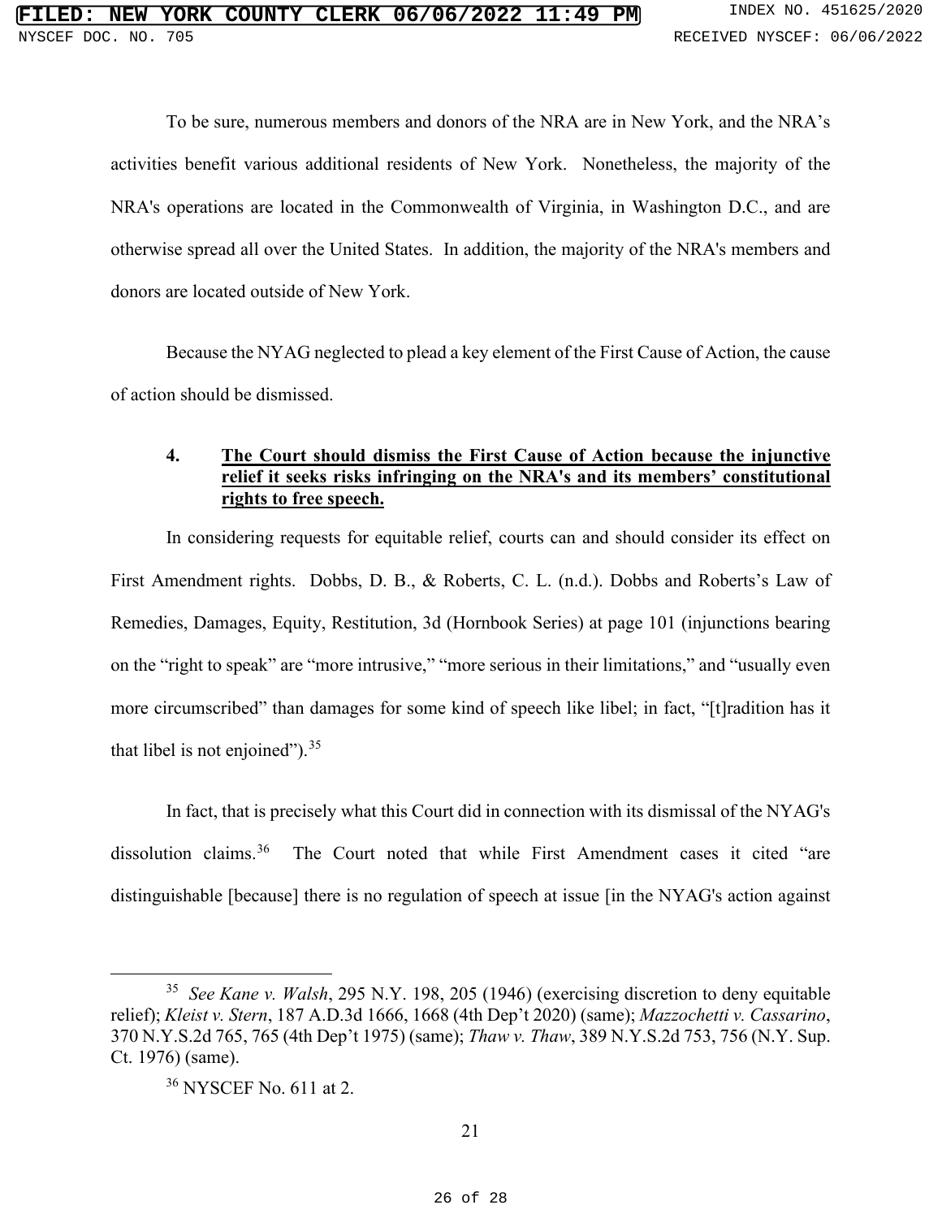To be sure, numerous members and donors of the NRA are in New York, and the NRA's activities benefit various additional residents of New York. Nonetheless, the majority of the NRA's operations are located in the Commonwealth of Virginia, in Washington D.C., and are otherwise spread all over the United States. In addition, the majority of the NRA's members and donors are located outside of New York.

Because the NYAG neglected to plead a key element of the First Cause of Action, the cause of action should be dismissed.

**4. <u>The Court should dismiss the First Cause of Action because the injunctive relief it seeks risks infringing on the NRA's and its members' constitutional rights to free speech.</u>**

In considering requests for equitable relief, courts can and should consider its effect on First Amendment rights. Dobbs, D. B., & Roberts, C. L. (n.d.). Dobbs and Roberts's Law of Remedies, Damages, Equity, Restitution, 3d (Hornbook Series) at page 101 (injunctions bearing on the "right to speak" are "more intrusive," "more serious in their limitations," and "usually even more circumscribed" than damages for some kind of speech like libel; in fact, "[t]radition has it that libel is not enjoined").[35]

In fact, that is precisely what this Court did in connection with its dismissal of the NYAG's dissolution claims.[36] The Court noted that while First Amendment cases it cited "are distinguishable [because] there is no regulation of speech at issue [in the NYAG's action against

---

[35] *See Kane v. Walsh*, 295 N.Y. 198, 205 (1946) (exercising discretion to deny equitable relief); *Kleist v. Stern*, 187 A.D.3d 1666, 1668 (4th Dep't 2020) (same); *Mazzochetti v. Cassarino*, 370 N.Y.S.2d 765, 765 (4th Dep't 1975) (same); *Thaw v. Thaw*, 389 N.Y.S.2d 753, 756 (N.Y. Sup. Ct. 1976) (same).

[36] NYSCEF No. 611 at 2.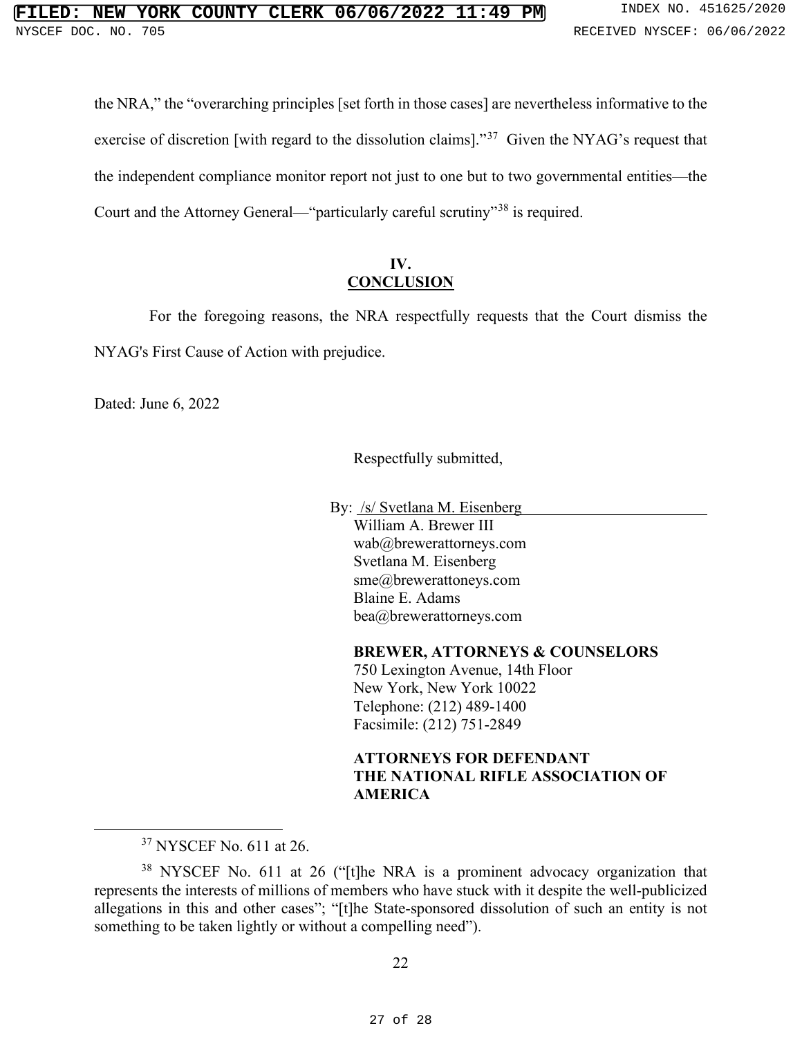the NRA," the "overarching principles [set forth in those cases] are nevertheless informative to the exercise of discretion [with regard to the dissolution claims]."[37] Given the NYAG's request that the independent compliance monitor report not just to one but to two governmental entities—the Court and the Attorney General—"particularly careful scrutiny"[38] is required.

## IV.
## CONCLUSION

For the foregoing reasons, the NRA respectfully requests that the Court dismiss the NYAG's First Cause of Action with prejudice.

Dated: June 6, 2022

Respectfully submitted,

By: /s/ Svetlana M. Eisenberg
William A. Brewer III
wab@brewerattorneys.com
Svetlana M. Eisenberg
sme@brewerattoneys.com
Blaine E. Adams
bea@brewerattorneys.com

**BREWER, ATTORNEYS & COUNSELORS**
750 Lexington Avenue, 14th Floor
New York, New York 10022
Telephone: (212) 489-1400
Facsimile: (212) 751-2849

**ATTORNEYS FOR DEFENDANT THE NATIONAL RIFLE ASSOCIATION OF AMERICA**

---

[37] NYSCEF No. 611 at 26.

[38] NYSCEF No. 611 at 26 ("[t]he NRA is a prominent advocacy organization that represents the interests of millions of members who have stuck with it despite the well-publicized allegations in this and other cases"; "[t]he State-sponsored dissolution of such an entity is not something to be taken lightly or without a compelling need").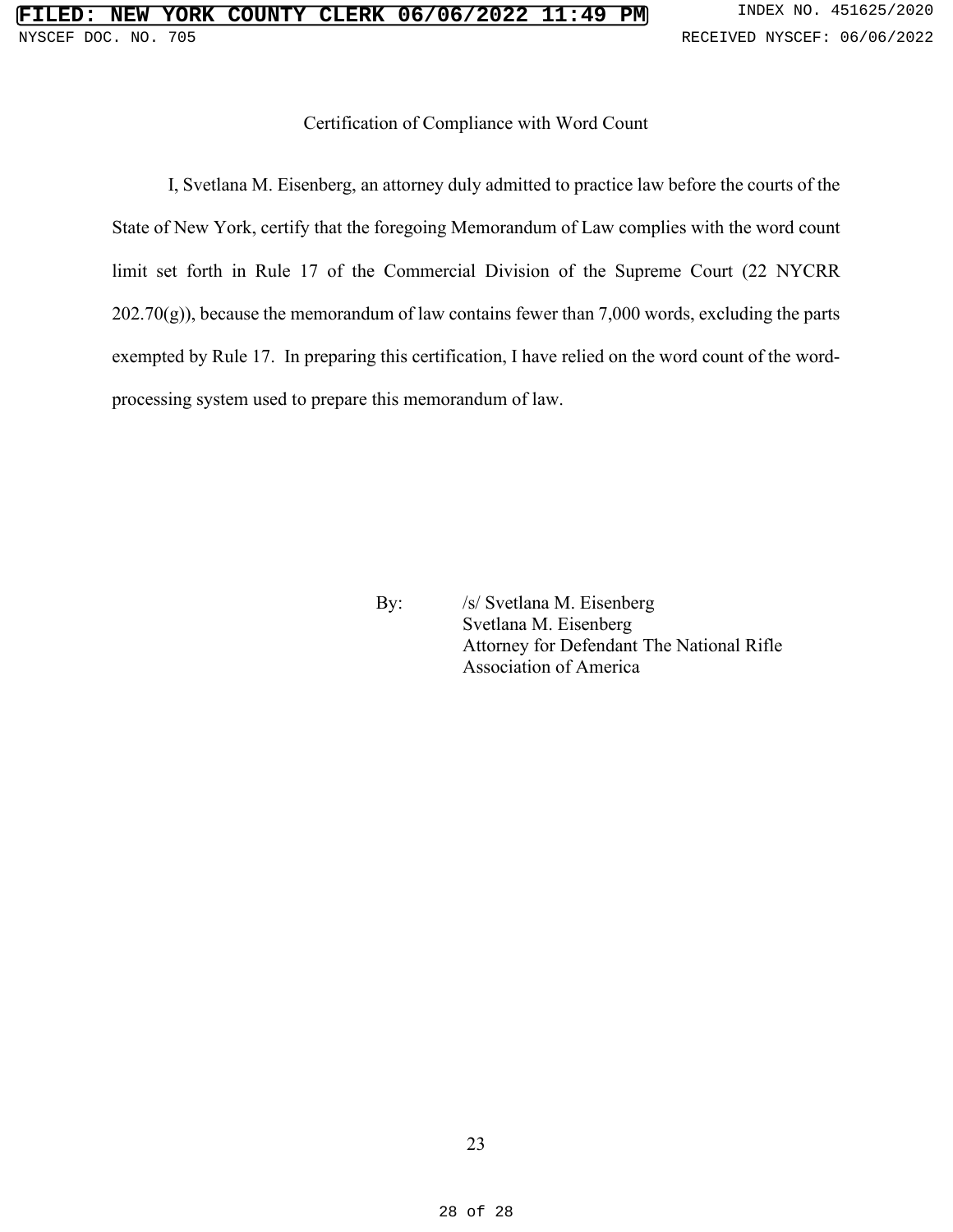Certification of Compliance with Word Count

I, Svetlana M. Eisenberg, an attorney duly admitted to practice law before the courts of the State of New York, certify that the foregoing Memorandum of Law complies with the word count limit set forth in Rule 17 of the Commercial Division of the Supreme Court (22 NYCRR 202.70(g)), because the memorandum of law contains fewer than 7,000 words, excluding the parts exempted by Rule 17. In preparing this certification, I have relied on the word count of the word-processing system used to prepare this memorandum of law.

By: /s/ Svetlana M. Eisenberg
Svetlana M. Eisenberg
Attorney for Defendant The National Rifle Association of America